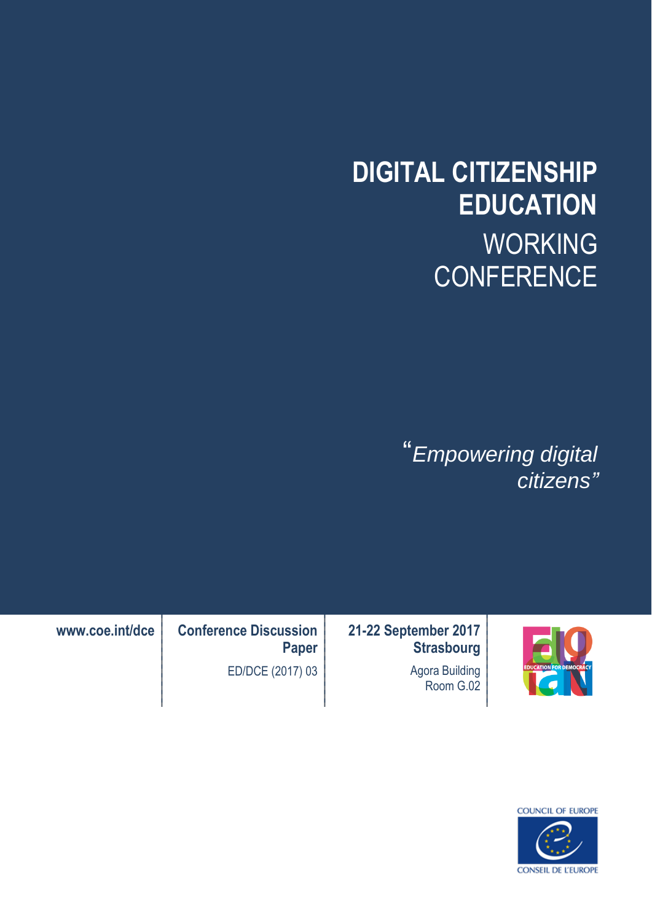# DIGITAL CITIZENSHIP EDUCATION

## WORKING CONFERENCE

*"Empowering digital citizens"*

www.coe.int/dce

**Conference Discussion Paper**

ED/DCE (2017) 03

**21-22 September 2017**
**Strasbourg**

Agora Building
Room G.02

EDUCATION FOR DEMOCRACY

COUNCIL OF EUROPE

CONSEIL DE L'EUROPE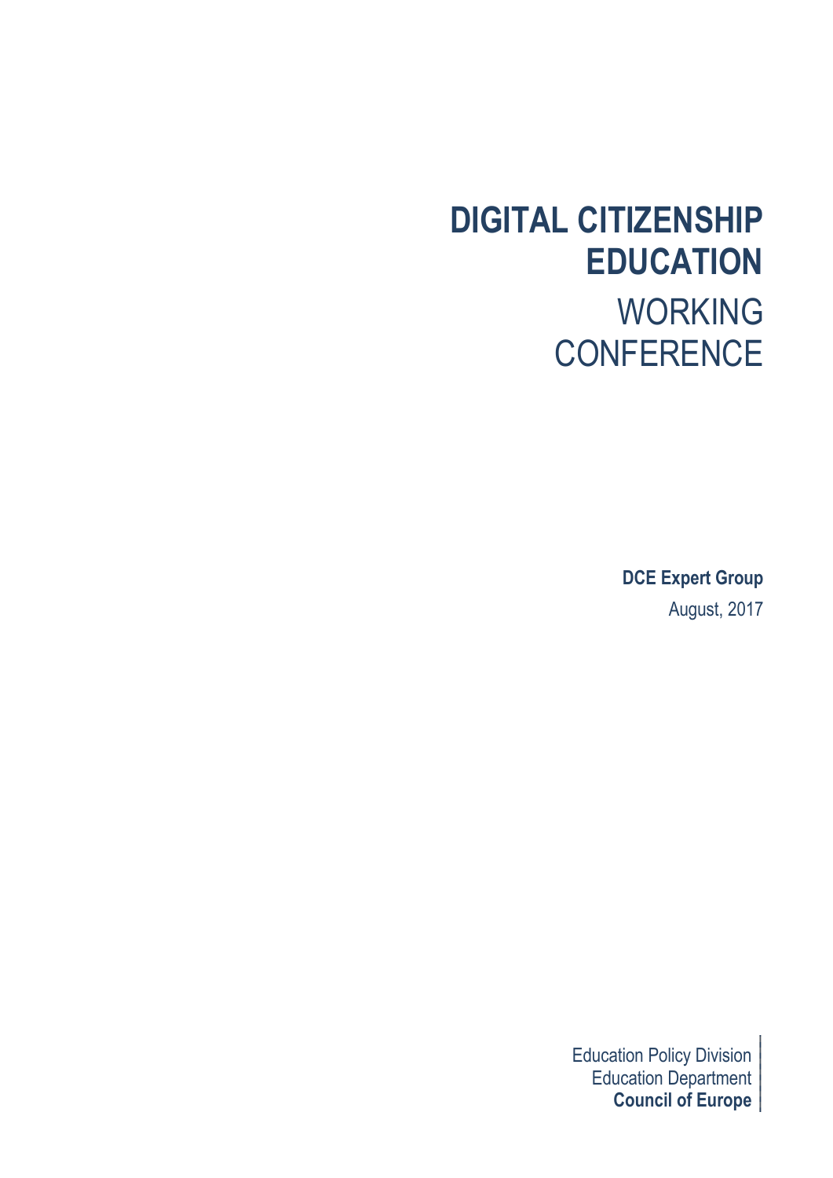# DIGITAL CITIZENSHIP EDUCATION

## WORKING CONFERENCE

**DCE Expert Group**

August, 2017

Education Policy Division
Education Department
**Council of Europe**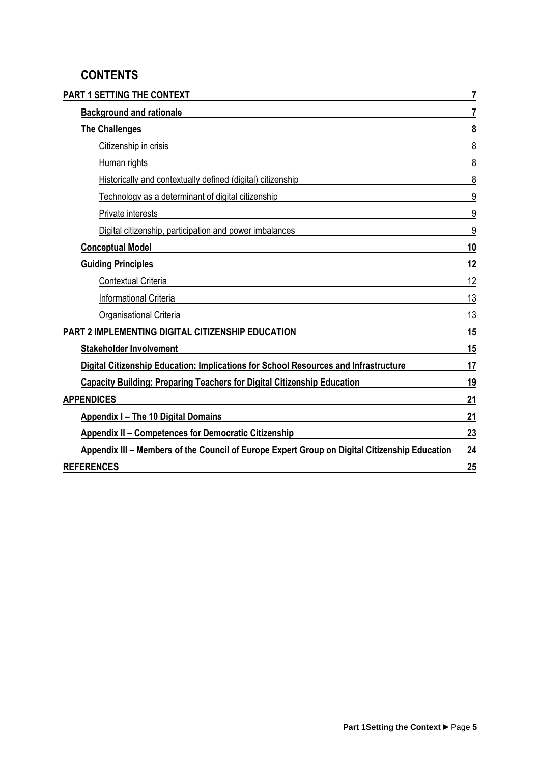## CONTENTS

PART 1 SETTING THE CONTEXT 7

- Background and rationale 7
- The Challenges 8
  - Citizenship in crisis 8
  - Human rights 8
  - Historically and contextually defined (digital) citizenship 8
  - Technology as a determinant of digital citizenship 9
  - Private interests 9
  - Digital citizenship, participation and power imbalances 9
- Conceptual Model 10
- Guiding Principles 12
  - Contextual Criteria 12
  - Informational Criteria 13
  - Organisational Criteria 13

PART 2 IMPLEMENTING DIGITAL CITIZENSHIP EDUCATION 15

- Stakeholder Involvement 15
- Digital Citizenship Education: Implications for School Resources and Infrastructure 17
- Capacity Building: Preparing Teachers for Digital Citizenship Education 19

APPENDICES 21

- Appendix I – The 10 Digital Domains 21
- Appendix II – Competences for Democratic Citizenship 23
- Appendix III – Members of the Council of Europe Expert Group on Digital Citizenship Education 24

REFERENCES 25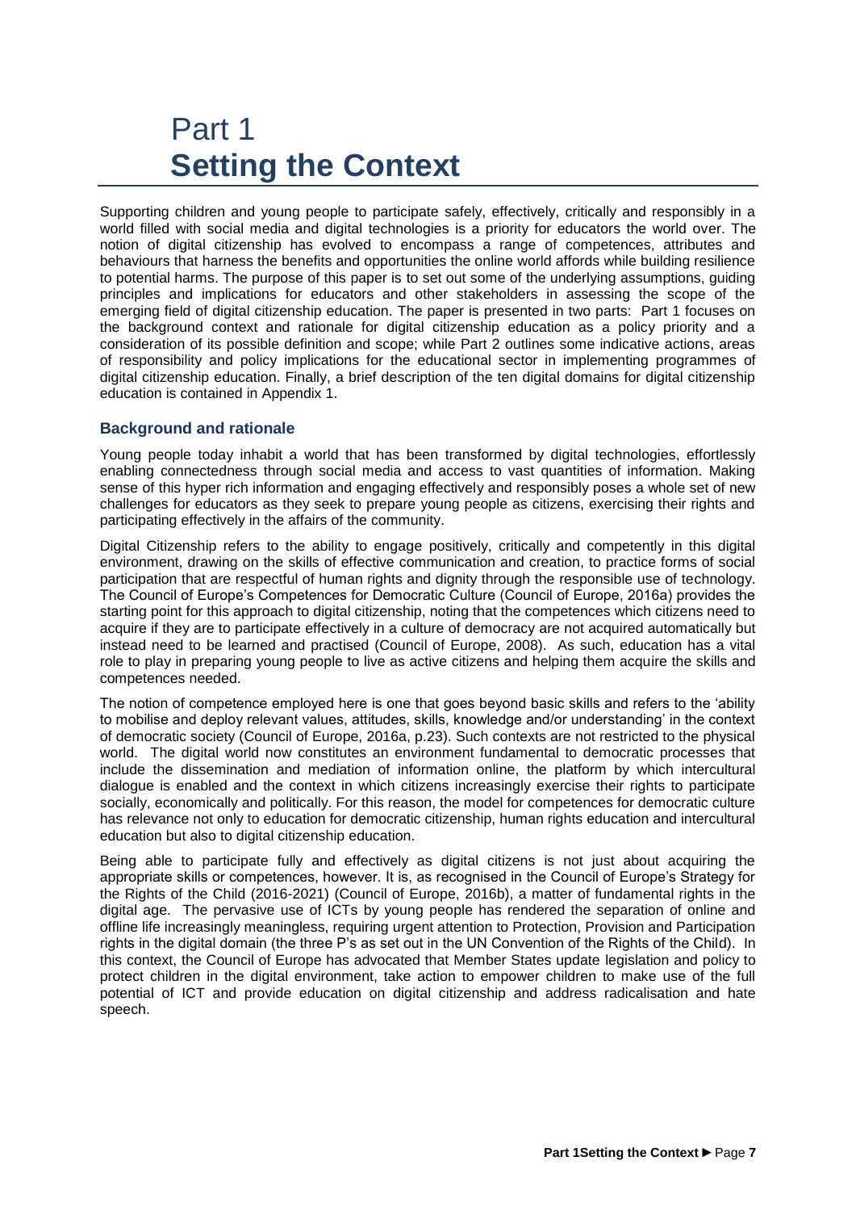# Part 1
# **Setting the Context**

Supporting children and young people to participate safely, effectively, critically and responsibly in a world filled with social media and digital technologies is a priority for educators the world over. The notion of digital citizenship has evolved to encompass a range of competences, attributes and behaviours that harness the benefits and opportunities the online world affords while building resilience to potential harms. The purpose of this paper is to set out some of the underlying assumptions, guiding principles and implications for educators and other stakeholders in assessing the scope of the emerging field of digital citizenship education. The paper is presented in two parts: Part 1 focuses on the background context and rationale for digital citizenship education as a policy priority and a consideration of its possible definition and scope; while Part 2 outlines some indicative actions, areas of responsibility and policy implications for the educational sector in implementing programmes of digital citizenship education. Finally, a brief description of the ten digital domains for digital citizenship education is contained in Appendix 1.

## Background and rationale

Young people today inhabit a world that has been transformed by digital technologies, effortlessly enabling connectedness through social media and access to vast quantities of information. Making sense of this hyper rich information and engaging effectively and responsibly poses a whole set of new challenges for educators as they seek to prepare young people as citizens, exercising their rights and participating effectively in the affairs of the community.

Digital Citizenship refers to the ability to engage positively, critically and competently in this digital environment, drawing on the skills of effective communication and creation, to practice forms of social participation that are respectful of human rights and dignity through the responsible use of technology. The Council of Europe's Competences for Democratic Culture (Council of Europe, 2016a) provides the starting point for this approach to digital citizenship, noting that the competences which citizens need to acquire if they are to participate effectively in a culture of democracy are not acquired automatically but instead need to be learned and practised (Council of Europe, 2008). As such, education has a vital role to play in preparing young people to live as active citizens and helping them acquire the skills and competences needed.

The notion of competence employed here is one that goes beyond basic skills and refers to the 'ability to mobilise and deploy relevant values, attitudes, skills, knowledge and/or understanding' in the context of democratic society (Council of Europe, 2016a, p.23). Such contexts are not restricted to the physical world. The digital world now constitutes an environment fundamental to democratic processes that include the dissemination and mediation of information online, the platform by which intercultural dialogue is enabled and the context in which citizens increasingly exercise their rights to participate socially, economically and politically. For this reason, the model for competences for democratic culture has relevance not only to education for democratic citizenship, human rights education and intercultural education but also to digital citizenship education.

Being able to participate fully and effectively as digital citizens is not just about acquiring the appropriate skills or competences, however. It is, as recognised in the Council of Europe's Strategy for the Rights of the Child (2016-2021) (Council of Europe, 2016b), a matter of fundamental rights in the digital age. The pervasive use of ICTs by young people has rendered the separation of online and offline life increasingly meaningless, requiring urgent attention to Protection, Provision and Participation rights in the digital domain (the three P's as set out in the UN Convention of the Rights of the Child). In this context, the Council of Europe has advocated that Member States update legislation and policy to protect children in the digital environment, take action to empower children to make use of the full potential of ICT and provide education on digital citizenship and address radicalisation and hate speech.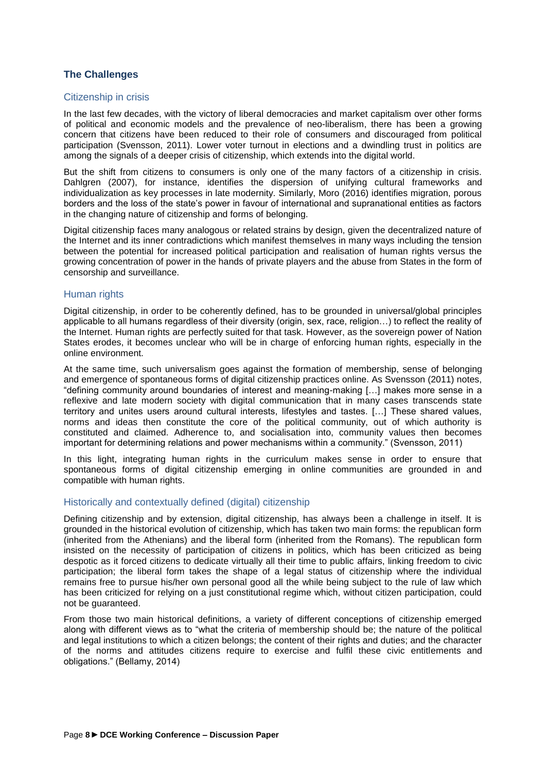## The Challenges

### Citizenship in crisis

In the last few decades, with the victory of liberal democracies and market capitalism over other forms of political and economic models and the prevalence of neo-liberalism, there has been a growing concern that citizens have been reduced to their role of consumers and discouraged from political participation (Svensson, 2011). Lower voter turnout in elections and a dwindling trust in politics are among the signals of a deeper crisis of citizenship, which extends into the digital world.

But the shift from citizens to consumers is only one of the many factors of a citizenship in crisis. Dahlgren (2007), for instance, identifies the dispersion of unifying cultural frameworks and individualization as key processes in late modernity. Similarly, Moro (2016) identifies migration, porous borders and the loss of the state's power in favour of international and supranational entities as factors in the changing nature of citizenship and forms of belonging.

Digital citizenship faces many analogous or related strains by design, given the decentralized nature of the Internet and its inner contradictions which manifest themselves in many ways including the tension between the potential for increased political participation and realisation of human rights versus the growing concentration of power in the hands of private players and the abuse from States in the form of censorship and surveillance.

### Human rights

Digital citizenship, in order to be coherently defined, has to be grounded in universal/global principles applicable to all humans regardless of their diversity (origin, sex, race, religion…) to reflect the reality of the Internet. Human rights are perfectly suited for that task. However, as the sovereign power of Nation States erodes, it becomes unclear who will be in charge of enforcing human rights, especially in the online environment.

At the same time, such universalism goes against the formation of membership, sense of belonging and emergence of spontaneous forms of digital citizenship practices online. As Svensson (2011) notes, "defining community around boundaries of interest and meaning-making […] makes more sense in a reflexive and late modern society with digital communication that in many cases transcends state territory and unites users around cultural interests, lifestyles and tastes. […] These shared values, norms and ideas then constitute the core of the political community, out of which authority is constituted and claimed. Adherence to, and socialisation into, community values then becomes important for determining relations and power mechanisms within a community." (Svensson, 2011)

In this light, integrating human rights in the curriculum makes sense in order to ensure that spontaneous forms of digital citizenship emerging in online communities are grounded in and compatible with human rights.

### Historically and contextually defined (digital) citizenship

Defining citizenship and by extension, digital citizenship, has always been a challenge in itself. It is grounded in the historical evolution of citizenship, which has taken two main forms: the republican form (inherited from the Athenians) and the liberal form (inherited from the Romans). The republican form insisted on the necessity of participation of citizens in politics, which has been criticized as being despotic as it forced citizens to dedicate virtually all their time to public affairs, linking freedom to civic participation; the liberal form takes the shape of a legal status of citizenship where the individual remains free to pursue his/her own personal good all the while being subject to the rule of law which has been criticized for relying on a just constitutional regime which, without citizen participation, could not be guaranteed.

From those two main historical definitions, a variety of different conceptions of citizenship emerged along with different views as to "what the criteria of membership should be; the nature of the political and legal institutions to which a citizen belongs; the content of their rights and duties; and the character of the norms and attitudes citizens require to exercise and fulfil these civic entitlements and obligations." (Bellamy, 2014)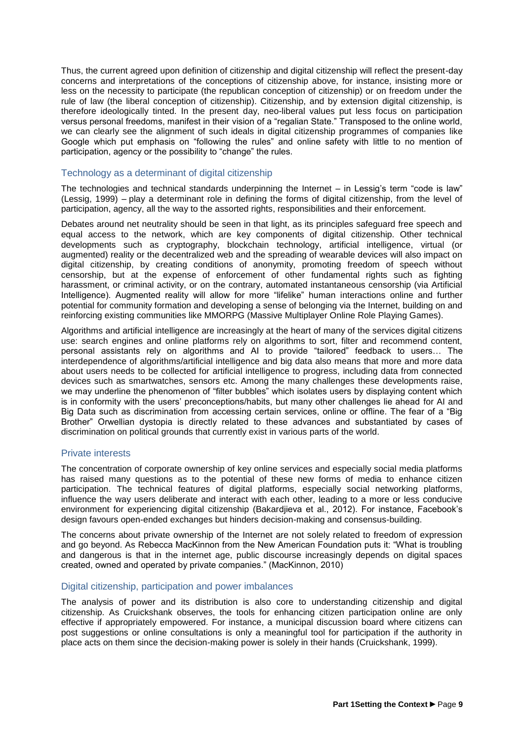Thus, the current agreed upon definition of citizenship and digital citizenship will reflect the present-day concerns and interpretations of the conceptions of citizenship above, for instance, insisting more or less on the necessity to participate (the republican conception of citizenship) or on freedom under the rule of law (the liberal conception of citizenship). Citizenship, and by extension digital citizenship, is therefore ideologically tinted. In the present day, neo-liberal values put less focus on participation versus personal freedoms, manifest in their vision of a "regalian State." Transposed to the online world, we can clearly see the alignment of such ideals in digital citizenship programmes of companies like Google which put emphasis on "following the rules" and online safety with little to no mention of participation, agency or the possibility to "change" the rules.

### Technology as a determinant of digital citizenship

The technologies and technical standards underpinning the Internet – in Lessig's term "code is law" (Lessig, 1999) – play a determinant role in defining the forms of digital citizenship, from the level of participation, agency, all the way to the assorted rights, responsibilities and their enforcement.

Debates around net neutrality should be seen in that light, as its principles safeguard free speech and equal access to the network, which are key components of digital citizenship. Other technical developments such as cryptography, blockchain technology, artificial intelligence, virtual (or augmented) reality or the decentralized web and the spreading of wearable devices will also impact on digital citizenship, by creating conditions of anonymity, promoting freedom of speech without censorship, but at the expense of enforcement of other fundamental rights such as fighting harassment, or criminal activity, or on the contrary, automated instantaneous censorship (via Artificial Intelligence). Augmented reality will allow for more "lifelike" human interactions online and further potential for community formation and developing a sense of belonging via the Internet, building on and reinforcing existing communities like MMORPG (Massive Multiplayer Online Role Playing Games).

Algorithms and artificial intelligence are increasingly at the heart of many of the services digital citizens use: search engines and online platforms rely on algorithms to sort, filter and recommend content, personal assistants rely on algorithms and AI to provide "tailored" feedback to users… The interdependence of algorithms/artificial intelligence and big data also means that more and more data about users needs to be collected for artificial intelligence to progress, including data from connected devices such as smartwatches, sensors etc. Among the many challenges these developments raise, we may underline the phenomenon of "filter bubbles" which isolates users by displaying content which is in conformity with the users' preconceptions/habits, but many other challenges lie ahead for AI and Big Data such as discrimination from accessing certain services, online or offline. The fear of a "Big Brother" Orwellian dystopia is directly related to these advances and substantiated by cases of discrimination on political grounds that currently exist in various parts of the world.

### Private interests

The concentration of corporate ownership of key online services and especially social media platforms has raised many questions as to the potential of these new forms of media to enhance citizen participation. The technical features of digital platforms, especially social networking platforms, influence the way users deliberate and interact with each other, leading to a more or less conducive environment for experiencing digital citizenship (Bakardjieva et al., 2012). For instance, Facebook's design favours open-ended exchanges but hinders decision-making and consensus-building.

The concerns about private ownership of the Internet are not solely related to freedom of expression and go beyond. As Rebecca MacKinnon from the New American Foundation puts it: "What is troubling and dangerous is that in the internet age, public discourse increasingly depends on digital spaces created, owned and operated by private companies." (MacKinnon, 2010)

### Digital citizenship, participation and power imbalances

The analysis of power and its distribution is also core to understanding citizenship and digital citizenship. As Cruickshank observes, the tools for enhancing citizen participation online are only effective if appropriately empowered. For instance, a municipal discussion board where citizens can post suggestions or online consultations is only a meaningful tool for participation if the authority in place acts on them since the decision-making power is solely in their hands (Cruickshank, 1999).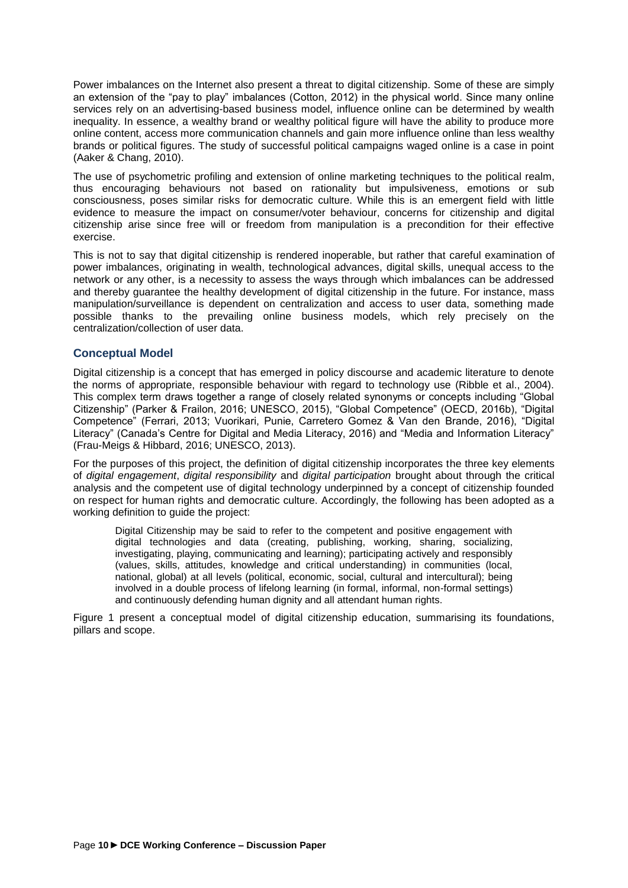Power imbalances on the Internet also present a threat to digital citizenship. Some of these are simply an extension of the "pay to play" imbalances (Cotton, 2012) in the physical world. Since many online services rely on an advertising-based business model, influence online can be determined by wealth inequality. In essence, a wealthy brand or wealthy political figure will have the ability to produce more online content, access more communication channels and gain more influence online than less wealthy brands or political figures. The study of successful political campaigns waged online is a case in point (Aaker & Chang, 2010).

The use of psychometric profiling and extension of online marketing techniques to the political realm, thus encouraging behaviours not based on rationality but impulsiveness, emotions or sub consciousness, poses similar risks for democratic culture. While this is an emergent field with little evidence to measure the impact on consumer/voter behaviour, concerns for citizenship and digital citizenship arise since free will or freedom from manipulation is a precondition for their effective exercise.

This is not to say that digital citizenship is rendered inoperable, but rather that careful examination of power imbalances, originating in wealth, technological advances, digital skills, unequal access to the network or any other, is a necessity to assess the ways through which imbalances can be addressed and thereby guarantee the healthy development of digital citizenship in the future. For instance, mass manipulation/surveillance is dependent on centralization and access to user data, something made possible thanks to the prevailing online business models, which rely precisely on the centralization/collection of user data.

## Conceptual Model

Digital citizenship is a concept that has emerged in policy discourse and academic literature to denote the norms of appropriate, responsible behaviour with regard to technology use (Ribble et al., 2004). This complex term draws together a range of closely related synonyms or concepts including "Global Citizenship" (Parker & Frailon, 2016; UNESCO, 2015), "Global Competence" (OECD, 2016b), "Digital Competence" (Ferrari, 2013; Vuorikari, Punie, Carretero Gomez & Van den Brande, 2016), "Digital Literacy" (Canada's Centre for Digital and Media Literacy, 2016) and "Media and Information Literacy" (Frau-Meigs & Hibbard, 2016; UNESCO, 2013).

For the purposes of this project, the definition of digital citizenship incorporates the three key elements of *digital engagement*, *digital responsibility* and *digital participation* brought about through the critical analysis and the competent use of digital technology underpinned by a concept of citizenship founded on respect for human rights and democratic culture. Accordingly, the following has been adopted as a working definition to guide the project:

> Digital Citizenship may be said to refer to the competent and positive engagement with digital technologies and data (creating, publishing, working, sharing, socializing, investigating, playing, communicating and learning); participating actively and responsibly (values, skills, attitudes, knowledge and critical understanding) in communities (local, national, global) at all levels (political, economic, social, cultural and intercultural); being involved in a double process of lifelong learning (in formal, informal, non-formal settings) and continuously defending human dignity and all attendant human rights.

Figure 1 present a conceptual model of digital citizenship education, summarising its foundations, pillars and scope.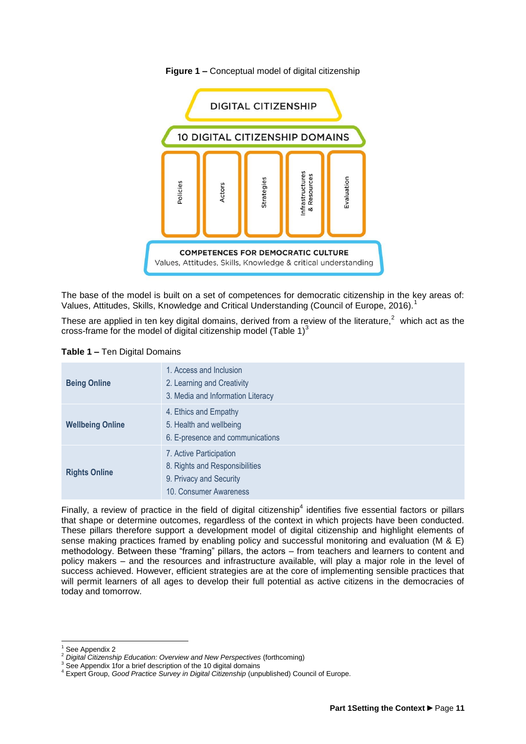**Figure 1 –** Conceptual model of digital citizenship

DIGITAL CITIZENSHIP

10 DIGITAL CITIZENSHIP DOMAINS

Policies | Actors | Strategies | Infrastructures & Resources | Evaluation

COMPETENCES FOR DEMOCRATIC CULTURE
Values, Attitudes, Skills, Knowledge & critical understanding

The base of the model is built on a set of competences for democratic citizenship in the key areas of: Values, Attitudes, Skills, Knowledge and Critical Understanding (Council of Europe, 2016).[1]

These are applied in ten key digital domains, derived from a review of the literature,[2] which act as the cross-frame for the model of digital citizenship model (Table 1)[3]

**Table 1 –** Ten Digital Domains

| | |
|---|---|
| **Being Online** | 1. Access and Inclusion<br>2. Learning and Creativity<br>3. Media and Information Literacy |
| **Wellbeing Online** | 4. Ethics and Empathy<br>5. Health and wellbeing<br>6. E-presence and communications |
| **Rights Online** | 7. Active Participation<br>8. Rights and Responsibilities<br>9. Privacy and Security<br>10. Consumer Awareness |

Finally, a review of practice in the field of digital citizenship[4] identifies five essential factors or pillars that shape or determine outcomes, regardless of the context in which projects have been conducted. These pillars therefore support a development model of digital citizenship and highlight elements of sense making practices framed by enabling policy and successful monitoring and evaluation (M & E) methodology. Between these "framing" pillars, the actors – from teachers and learners to content and policy makers – and the resources and infrastructure available, will play a major role in the level of success achieved. However, efficient strategies are at the core of implementing sensible practices that will permit learners of all ages to develop their full potential as active citizens in the democracies of today and tomorrow.

---

[1] See Appendix 2

[2] *Digital Citizenship Education: Overview and New Perspectives* (forthcoming)

[3] See Appendix 1for a brief description of the 10 digital domains

[4] Expert Group, *Good Practice Survey in Digital Citizenship* (unpublished) Council of Europe.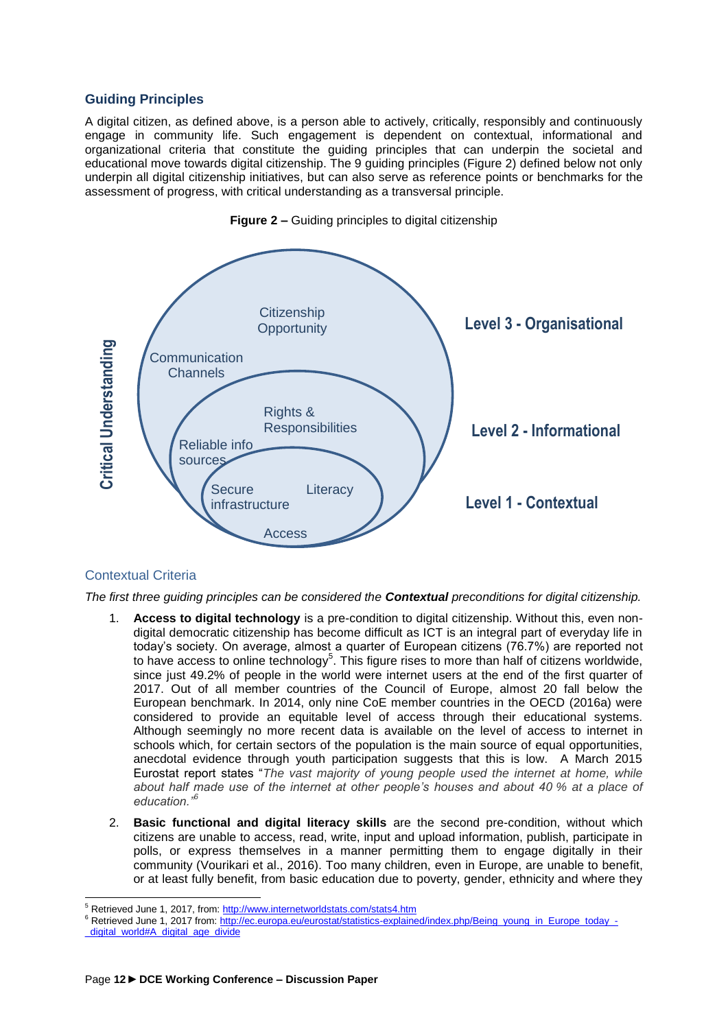### Guiding Principles

A digital citizen, as defined above, is a person able to actively, critically, responsibly and continuously engage in community life. Such engagement is dependent on contextual, informational and organizational criteria that constitute the guiding principles that can underpin the societal and educational move towards digital citizenship. The 9 guiding principles (Figure 2) defined below not only underpin all digital citizenship initiatives, but can also serve as reference points or benchmarks for the assessment of progress, with critical understanding as a transversal principle.

**Figure 2 –** Guiding principles to digital citizenship

Critical Understanding

Level 3 - Organisational: Citizenship Opportunity; Communication Channels

Level 2 - Informational: Rights & Responsibilities; Reliable info sources

Level 1 - Contextual: Secure infrastructure; Literacy; Access

### Contextual Criteria

*The first three guiding principles can be considered the **Contextual** preconditions for digital citizenship.*

1. **Access to digital technology** is a pre-condition to digital citizenship. Without this, even non-digital democratic citizenship has become difficult as ICT is an integral part of everyday life in today's society. On average, almost a quarter of European citizens (76.7%) are reported not to have access to online technology[5]. This figure rises to more than half of citizens worldwide, since just 49.2% of people in the world were internet users at the end of the first quarter of 2017. Out of all member countries of the Council of Europe, almost 20 fall below the European benchmark. In 2014, only nine CoE member countries in the OECD (2016a) were considered to provide an equitable level of access through their educational systems. Although seemingly no more recent data is available on the level of access to internet in schools which, for certain sectors of the population is the main source of equal opportunities, anecdotal evidence through youth participation suggests that this is low. A March 2015 Eurostat report states "*The vast majority of young people used the internet at home, while about half made use of the internet at other people's houses and about 40 % at a place of education.*"[6]

2. **Basic functional and digital literacy skills** are the second pre-condition, without which citizens are unable to access, read, write, input and upload information, publish, participate in polls, or express themselves in a manner permitting them to engage digitally in their community (Vourikari et al., 2016). Too many children, even in Europe, are unable to benefit, or at least fully benefit, from basic education due to poverty, gender, ethnicity and where they

---

[5] Retrieved June 1, 2017, from: http://www.internetworldstats.com/stats4.htm

[6] Retrieved June 1, 2017 from: http://ec.europa.eu/eurostat/statistics-explained/index.php/Being_young_in_Europe_today_-_digital_world#A_digital_age_divide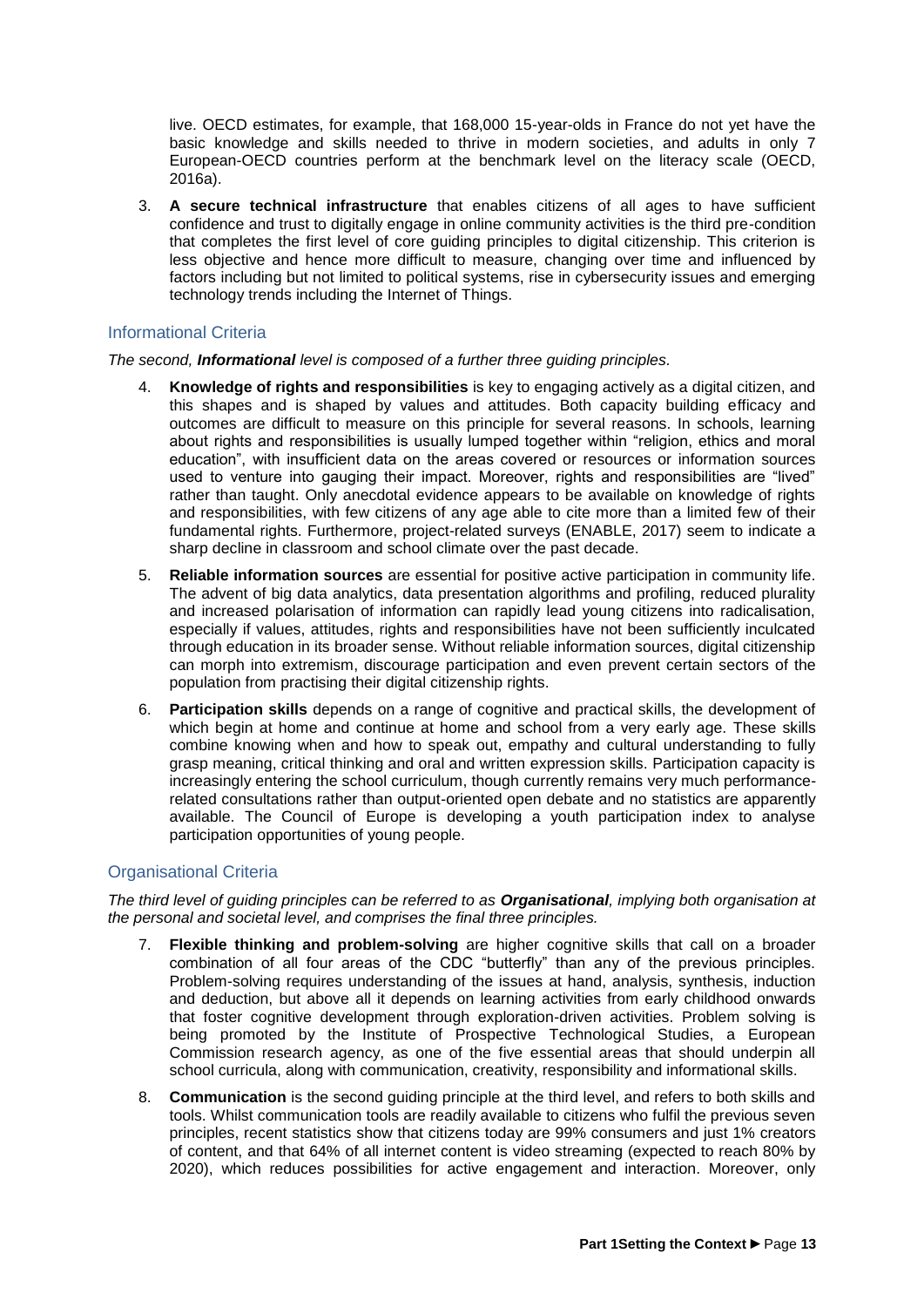live. OECD estimates, for example, that 168,000 15-year-olds in France do not yet have the basic knowledge and skills needed to thrive in modern societies, and adults in only 7 European-OECD countries perform at the benchmark level on the literacy scale (OECD, 2016a).

3. **A secure technical infrastructure** that enables citizens of all ages to have sufficient confidence and trust to digitally engage in online community activities is the third pre-condition that completes the first level of core guiding principles to digital citizenship. This criterion is less objective and hence more difficult to measure, changing over time and influenced by factors including but not limited to political systems, rise in cybersecurity issues and emerging technology trends including the Internet of Things.

## Informational Criteria

*The second, **Informational** level is composed of a further three guiding principles.*

4. **Knowledge of rights and responsibilities** is key to engaging actively as a digital citizen, and this shapes and is shaped by values and attitudes. Both capacity building efficacy and outcomes are difficult to measure on this principle for several reasons. In schools, learning about rights and responsibilities is usually lumped together within "religion, ethics and moral education", with insufficient data on the areas covered or resources or information sources used to venture into gauging their impact. Moreover, rights and responsibilities are "lived" rather than taught. Only anecdotal evidence appears to be available on knowledge of rights and responsibilities, with few citizens of any age able to cite more than a limited few of their fundamental rights. Furthermore, project-related surveys (ENABLE, 2017) seem to indicate a sharp decline in classroom and school climate over the past decade.

5. **Reliable information sources** are essential for positive active participation in community life. The advent of big data analytics, data presentation algorithms and profiling, reduced plurality and increased polarisation of information can rapidly lead young citizens into radicalisation, especially if values, attitudes, rights and responsibilities have not been sufficiently inculcated through education in its broader sense. Without reliable information sources, digital citizenship can morph into extremism, discourage participation and even prevent certain sectors of the population from practising their digital citizenship rights.

6. **Participation skills** depends on a range of cognitive and practical skills, the development of which begin at home and continue at home and school from a very early age. These skills combine knowing when and how to speak out, empathy and cultural understanding to fully grasp meaning, critical thinking and oral and written expression skills. Participation capacity is increasingly entering the school curriculum, though currently remains very much performance-related consultations rather than output-oriented open debate and no statistics are apparently available. The Council of Europe is developing a youth participation index to analyse participation opportunities of young people.

## Organisational Criteria

*The third level of guiding principles can be referred to as **Organisational**, implying both organisation at the personal and societal level, and comprises the final three principles.*

7. **Flexible thinking and problem-solving** are higher cognitive skills that call on a broader combination of all four areas of the CDC "butterfly" than any of the previous principles. Problem-solving requires understanding of the issues at hand, analysis, synthesis, induction and deduction, but above all it depends on learning activities from early childhood onwards that foster cognitive development through exploration-driven activities. Problem solving is being promoted by the Institute of Prospective Technological Studies, a European Commission research agency, as one of the five essential areas that should underpin all school curricula, along with communication, creativity, responsibility and informational skills.

8. **Communication** is the second guiding principle at the third level, and refers to both skills and tools. Whilst communication tools are readily available to citizens who fulfil the previous seven principles, recent statistics show that citizens today are 99% consumers and just 1% creators of content, and that 64% of all internet content is video streaming (expected to reach 80% by 2020), which reduces possibilities for active engagement and interaction. Moreover, only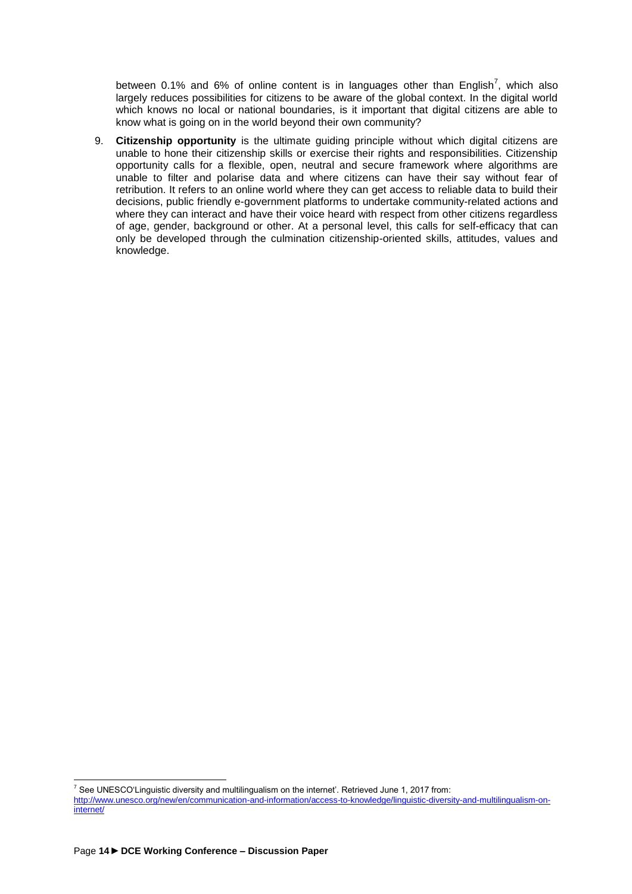between 0.1% and 6% of online content is in languages other than English[7], which also largely reduces possibilities for citizens to be aware of the global context. In the digital world which knows no local or national boundaries, is it important that digital citizens are able to know what is going on in the world beyond their own community?

9. **Citizenship opportunity** is the ultimate guiding principle without which digital citizens are unable to hone their citizenship skills or exercise their rights and responsibilities. Citizenship opportunity calls for a flexible, open, neutral and secure framework where algorithms are unable to filter and polarise data and where citizens can have their say without fear of retribution. It refers to an online world where they can get access to reliable data to build their decisions, public friendly e-government platforms to undertake community-related actions and where they can interact and have their voice heard with respect from other citizens regardless of age, gender, background or other. At a personal level, this calls for self-efficacy that can only be developed through the culmination citizenship-oriented skills, attitudes, values and knowledge.

---

[7] See UNESCO'Linguistic diversity and multilingualism on the internet'. Retrieved June 1, 2017 from: http://www.unesco.org/new/en/communication-and-information/access-to-knowledge/linguistic-diversity-and-multilingualism-on-internet/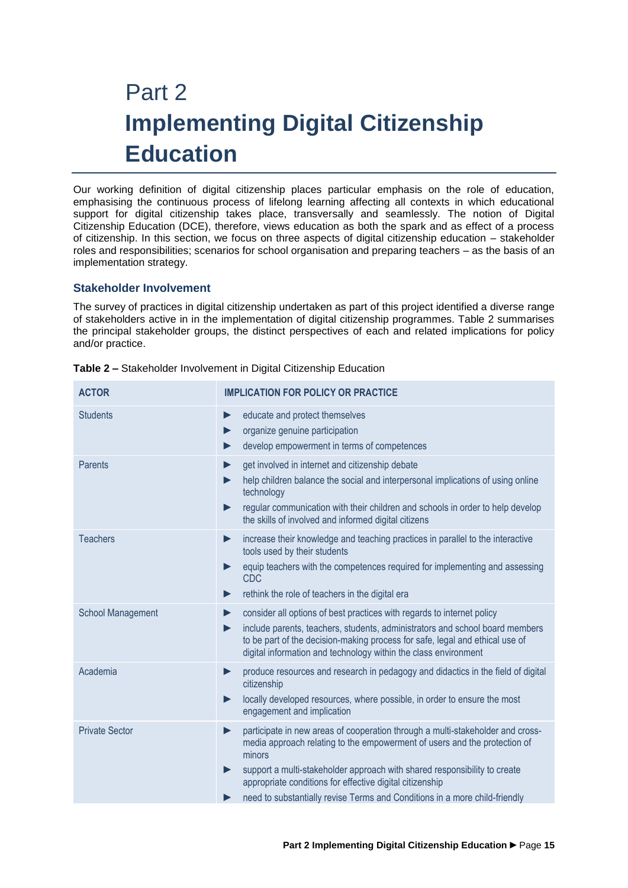# Part 2
# **Implementing Digital Citizenship Education**

Our working definition of digital citizenship places particular emphasis on the role of education, emphasising the continuous process of lifelong learning affecting all contexts in which educational support for digital citizenship takes place, transversally and seamlessly. The notion of Digital Citizenship Education (DCE), therefore, views education as both the spark and as effect of a process of citizenship. In this section, we focus on three aspects of digital citizenship education – stakeholder roles and responsibilities; scenarios for school organisation and preparing teachers – as the basis of an implementation strategy.

## Stakeholder Involvement

The survey of practices in digital citizenship undertaken as part of this project identified a diverse range of stakeholders active in in the implementation of digital citizenship programmes. Table 2 summarises the principal stakeholder groups, the distinct perspectives of each and related implications for policy and/or practice.

**Table 2 –** Stakeholder Involvement in Digital Citizenship Education

| ACTOR | IMPLICATION FOR POLICY OR PRACTICE |
|---|---|
| Students | ► educate and protect themselves<br>► organize genuine participation<br>► develop empowerment in terms of competences |
| Parents | ► get involved in internet and citizenship debate<br>► help children balance the social and interpersonal implications of using online technology<br>► regular communication with their children and schools in order to help develop the skills of involved and informed digital citizens |
| Teachers | ► increase their knowledge and teaching practices in parallel to the interactive tools used by their students<br>► equip teachers with the competences required for implementing and assessing CDC<br>► rethink the role of teachers in the digital era |
| School Management | ► consider all options of best practices with regards to internet policy<br>► include parents, teachers, students, administrators and school board members to be part of the decision-making process for safe, legal and ethical use of digital information and technology within the class environment |
| Academia | ► produce resources and research in pedagogy and didactics in the field of digital citizenship<br>► locally developed resources, where possible, in order to ensure the most engagement and implication |
| Private Sector | ► participate in new areas of cooperation through a multi-stakeholder and cross-media approach relating to the empowerment of users and the protection of minors<br>► support a multi-stakeholder approach with shared responsibility to create appropriate conditions for effective digital citizenship<br>► need to substantially revise Terms and Conditions in a more child-friendly |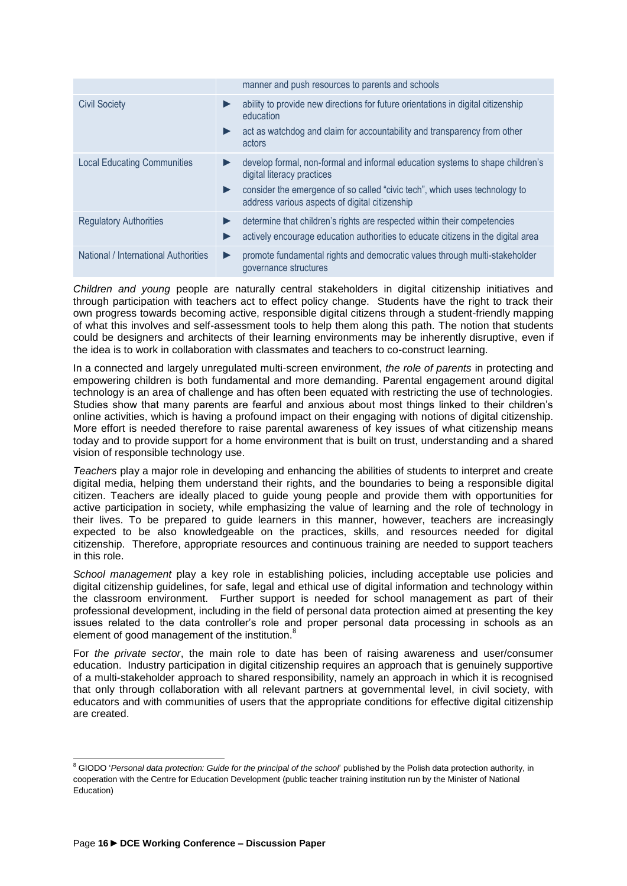|  |  |
| --- | --- |
|  | manner and push resources to parents and schools |
| Civil Society | ► ability to provide new directions for future orientations in digital citizenship education<br>► act as watchdog and claim for accountability and transparency from other actors |
| Local Educating Communities | ► develop formal, non-formal and informal education systems to shape children's digital literacy practices<br>► consider the emergence of so called "civic tech", which uses technology to address various aspects of digital citizenship |
| Regulatory Authorities | ► determine that children's rights are respected within their competencies<br>► actively encourage education authorities to educate citizens in the digital area |
| National / International Authorities | ► promote fundamental rights and democratic values through multi-stakeholder governance structures |

*Children and young* people are naturally central stakeholders in digital citizenship initiatives and through participation with teachers act to effect policy change. Students have the right to track their own progress towards becoming active, responsible digital citizens through a student-friendly mapping of what this involves and self-assessment tools to help them along this path. The notion that students could be designers and architects of their learning environments may be inherently disruptive, even if the idea is to work in collaboration with classmates and teachers to co-construct learning.

In a connected and largely unregulated multi-screen environment, *the role of parents* in protecting and empowering children is both fundamental and more demanding. Parental engagement around digital technology is an area of challenge and has often been equated with restricting the use of technologies. Studies show that many parents are fearful and anxious about most things linked to their children's online activities, which is having a profound impact on their engaging with notions of digital citizenship. More effort is needed therefore to raise parental awareness of key issues of what citizenship means today and to provide support for a home environment that is built on trust, understanding and a shared vision of responsible technology use.

*Teachers* play a major role in developing and enhancing the abilities of students to interpret and create digital media, helping them understand their rights, and the boundaries to being a responsible digital citizen. Teachers are ideally placed to guide young people and provide them with opportunities for active participation in society, while emphasizing the value of learning and the role of technology in their lives. To be prepared to guide learners in this manner, however, teachers are increasingly expected to be also knowledgeable on the practices, skills, and resources needed for digital citizenship. Therefore, appropriate resources and continuous training are needed to support teachers in this role.

*School management* play a key role in establishing policies, including acceptable use policies and digital citizenship guidelines, for safe, legal and ethical use of digital information and technology within the classroom environment. Further support is needed for school management as part of their professional development, including in the field of personal data protection aimed at presenting the key issues related to the data controller's role and proper personal data processing in schools as an element of good management of the institution.[8]

For *the private sector*, the main role to date has been of raising awareness and user/consumer education. Industry participation in digital citizenship requires an approach that is genuinely supportive of a multi-stakeholder approach to shared responsibility, namely an approach in which it is recognised that only through collaboration with all relevant partners at governmental level, in civil society, with educators and with communities of users that the appropriate conditions for effective digital citizenship are created.

---

[8] GIODO '*Personal data protection: Guide for the principal of the school*' published by the Polish data protection authority, in cooperation with the Centre for Education Development (public teacher training institution run by the Minister of National Education)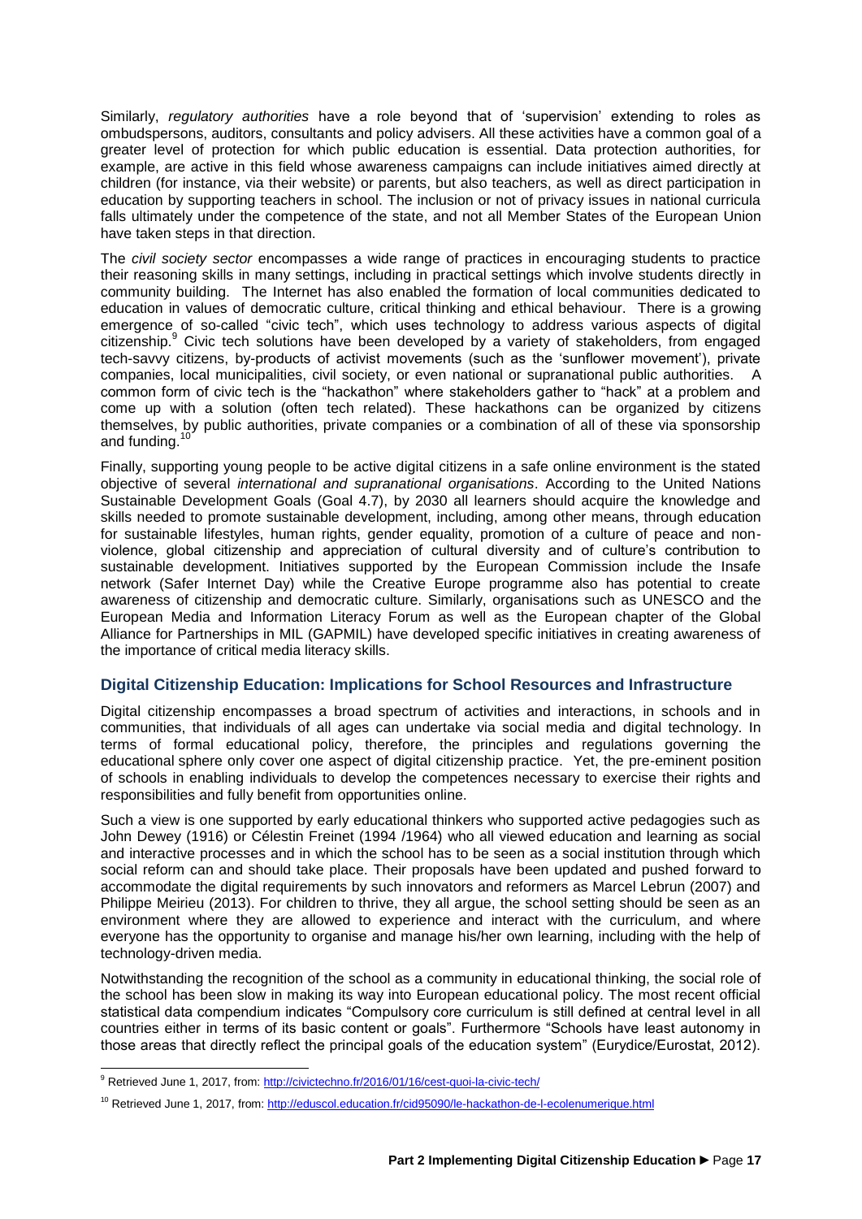Similarly, *regulatory authorities* have a role beyond that of 'supervision' extending to roles as ombudspersons, auditors, consultants and policy advisers. All these activities have a common goal of a greater level of protection for which public education is essential. Data protection authorities, for example, are active in this field whose awareness campaigns can include initiatives aimed directly at children (for instance, via their website) or parents, but also teachers, as well as direct participation in education by supporting teachers in school. The inclusion or not of privacy issues in national curricula falls ultimately under the competence of the state, and not all Member States of the European Union have taken steps in that direction.

The *civil society sector* encompasses a wide range of practices in encouraging students to practice their reasoning skills in many settings, including in practical settings which involve students directly in community building. The Internet has also enabled the formation of local communities dedicated to education in values of democratic culture, critical thinking and ethical behaviour. There is a growing emergence of so-called "civic tech", which uses technology to address various aspects of digital citizenship.[9] Civic tech solutions have been developed by a variety of stakeholders, from engaged tech-savvy citizens, by-products of activist movements (such as the 'sunflower movement'), private companies, local municipalities, civil society, or even national or supranational public authorities. A common form of civic tech is the "hackathon" where stakeholders gather to "hack" at a problem and come up with a solution (often tech related). These hackathons can be organized by citizens themselves, by public authorities, private companies or a combination of all of these via sponsorship and funding.[10]

Finally, supporting young people to be active digital citizens in a safe online environment is the stated objective of several *international and supranational organisations*. According to the United Nations Sustainable Development Goals (Goal 4.7), by 2030 all learners should acquire the knowledge and skills needed to promote sustainable development, including, among other means, through education for sustainable lifestyles, human rights, gender equality, promotion of a culture of peace and non-violence, global citizenship and appreciation of cultural diversity and of culture's contribution to sustainable development. Initiatives supported by the European Commission include the Insafe network (Safer Internet Day) while the Creative Europe programme also has potential to create awareness of citizenship and democratic culture. Similarly, organisations such as UNESCO and the European Media and Information Literacy Forum as well as the European chapter of the Global Alliance for Partnerships in MIL (GAPMIL) have developed specific initiatives in creating awareness of the importance of critical media literacy skills.

## Digital Citizenship Education: Implications for School Resources and Infrastructure

Digital citizenship encompasses a broad spectrum of activities and interactions, in schools and in communities, that individuals of all ages can undertake via social media and digital technology. In terms of formal educational policy, therefore, the principles and regulations governing the educational sphere only cover one aspect of digital citizenship practice. Yet, the pre-eminent position of schools in enabling individuals to develop the competences necessary to exercise their rights and responsibilities and fully benefit from opportunities online.

Such a view is one supported by early educational thinkers who supported active pedagogies such as John Dewey (1916) or Célestin Freinet (1994 /1964) who all viewed education and learning as social and interactive processes and in which the school has to be seen as a social institution through which social reform can and should take place. Their proposals have been updated and pushed forward to accommodate the digital requirements by such innovators and reformers as Marcel Lebrun (2007) and Philippe Meirieu (2013). For children to thrive, they all argue, the school setting should be seen as an environment where they are allowed to experience and interact with the curriculum, and where everyone has the opportunity to organise and manage his/her own learning, including with the help of technology-driven media.

Notwithstanding the recognition of the school as a community in educational thinking, the social role of the school has been slow in making its way into European educational policy. The most recent official statistical data compendium indicates "Compulsory core curriculum is still defined at central level in all countries either in terms of its basic content or goals". Furthermore "Schools have least autonomy in those areas that directly reflect the principal goals of the education system" (Eurydice/Eurostat, 2012).

[9] Retrieved June 1, 2017, from: http://civictechno.fr/2016/01/16/cest-quoi-la-civic-tech/

[10] Retrieved June 1, 2017, from: http://eduscol.education.fr/cid95090/le-hackathon-de-l-ecolenumerique.html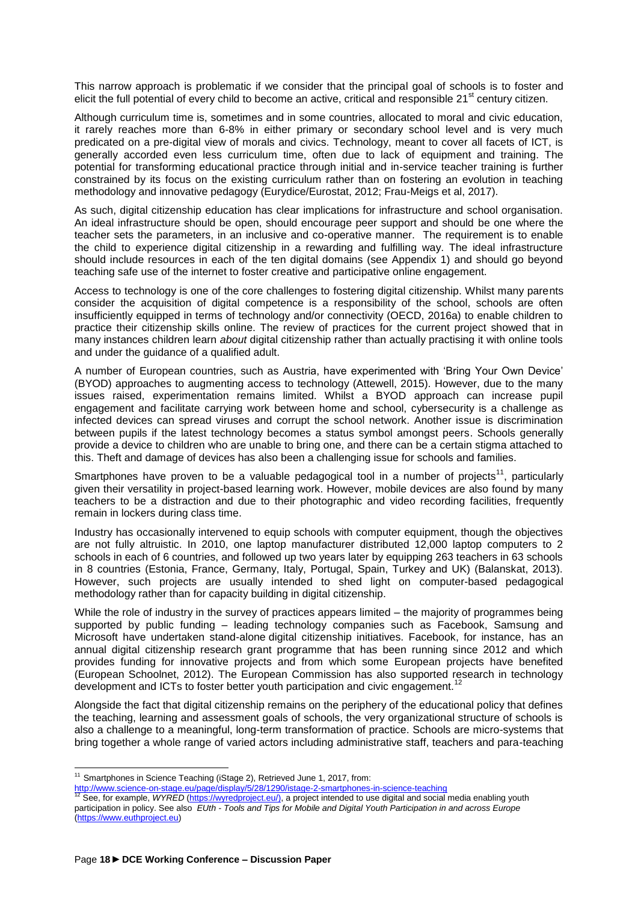This narrow approach is problematic if we consider that the principal goal of schools is to foster and elicit the full potential of every child to become an active, critical and responsible 21st century citizen.

Although curriculum time is, sometimes and in some countries, allocated to moral and civic education, it rarely reaches more than 6-8% in either primary or secondary school level and is very much predicated on a pre-digital view of morals and civics. Technology, meant to cover all facets of ICT, is generally accorded even less curriculum time, often due to lack of equipment and training. The potential for transforming educational practice through initial and in-service teacher training is further constrained by its focus on the existing curriculum rather than on fostering an evolution in teaching methodology and innovative pedagogy (Eurydice/Eurostat, 2012; Frau-Meigs et al, 2017).

As such, digital citizenship education has clear implications for infrastructure and school organisation. An ideal infrastructure should be open, should encourage peer support and should be one where the teacher sets the parameters, in an inclusive and co-operative manner. The requirement is to enable the child to experience digital citizenship in a rewarding and fulfilling way. The ideal infrastructure should include resources in each of the ten digital domains (see Appendix 1) and should go beyond teaching safe use of the internet to foster creative and participative online engagement.

Access to technology is one of the core challenges to fostering digital citizenship. Whilst many parents consider the acquisition of digital competence is a responsibility of the school, schools are often insufficiently equipped in terms of technology and/or connectivity (OECD, 2016a) to enable children to practice their citizenship skills online. The review of practices for the current project showed that in many instances children learn *about* digital citizenship rather than actually practising it with online tools and under the guidance of a qualified adult.

A number of European countries, such as Austria, have experimented with 'Bring Your Own Device' (BYOD) approaches to augmenting access to technology (Attewell, 2015). However, due to the many issues raised, experimentation remains limited. Whilst a BYOD approach can increase pupil engagement and facilitate carrying work between home and school, cybersecurity is a challenge as infected devices can spread viruses and corrupt the school network. Another issue is discrimination between pupils if the latest technology becomes a status symbol amongst peers. Schools generally provide a device to children who are unable to bring one, and there can be a certain stigma attached to this. Theft and damage of devices has also been a challenging issue for schools and families.

Smartphones have proven to be a valuable pedagogical tool in a number of projects[11], particularly given their versatility in project-based learning work. However, mobile devices are also found by many teachers to be a distraction and due to their photographic and video recording facilities, frequently remain in lockers during class time.

Industry has occasionally intervened to equip schools with computer equipment, though the objectives are not fully altruistic. In 2010, one laptop manufacturer distributed 12,000 laptop computers to 2 schools in each of 6 countries, and followed up two years later by equipping 263 teachers in 63 schools in 8 countries (Estonia, France, Germany, Italy, Portugal, Spain, Turkey and UK) (Balanskat, 2013). However, such projects are usually intended to shed light on computer-based pedagogical methodology rather than for capacity building in digital citizenship.

While the role of industry in the survey of practices appears limited – the majority of programmes being supported by public funding – leading technology companies such as Facebook, Samsung and Microsoft have undertaken stand-alone digital citizenship initiatives. Facebook, for instance, has an annual digital citizenship research grant programme that has been running since 2012 and which provides funding for innovative projects and from which some European projects have benefited (European Schoolnet, 2012). The European Commission has also supported research in technology development and ICTs to foster better youth participation and civic engagement.[12]

Alongside the fact that digital citizenship remains on the periphery of the educational policy that defines the teaching, learning and assessment goals of schools, the very organizational structure of schools is also a challenge to a meaningful, long-term transformation of practice. Schools are micro-systems that bring together a whole range of varied actors including administrative staff, teachers and para-teaching

---

[11] Smartphones in Science Teaching (iStage 2), Retrieved June 1, 2017, from: http://www.science-on-stage.eu/page/display/5/28/1290/istage-2-smartphones-in-science-teaching

[12] See, for example, *WYRED* (https://wyredproject.eu/), a project intended to use digital and social media enabling youth participation in policy. See also *EUth - Tools and Tips for Mobile and Digital Youth Participation in and across Europe* (https://www.euthproject.eu)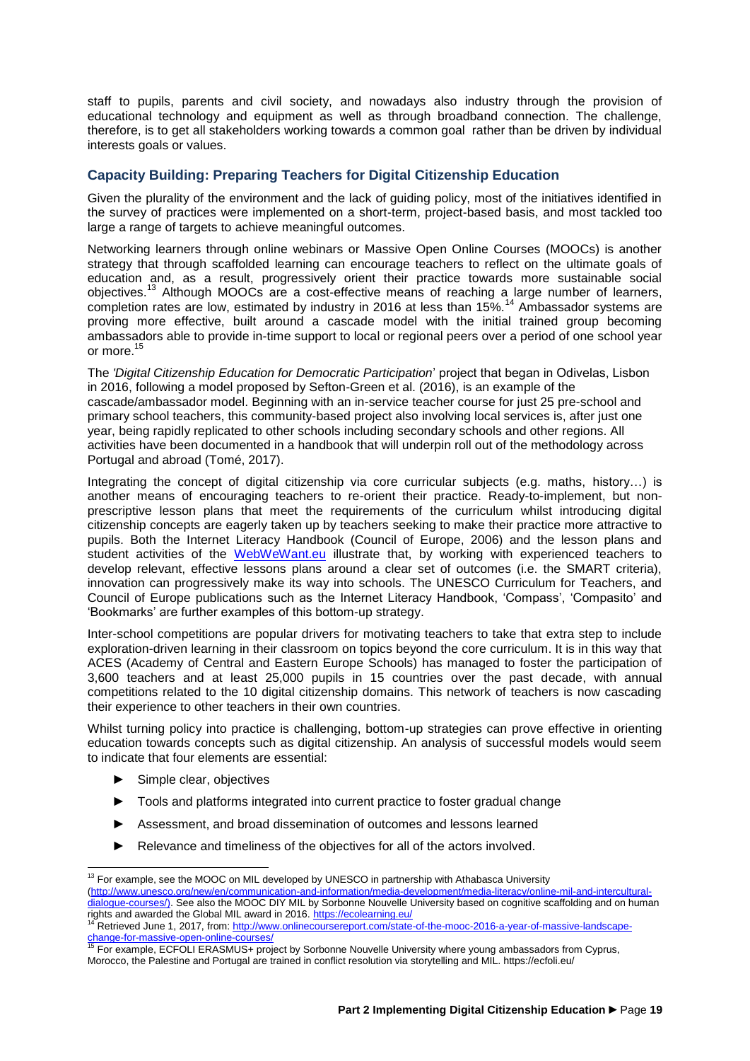staff to pupils, parents and civil society, and nowadays also industry through the provision of educational technology and equipment as well as through broadband connection. The challenge, therefore, is to get all stakeholders working towards a common goal rather than be driven by individual interests goals or values.

## Capacity Building: Preparing Teachers for Digital Citizenship Education

Given the plurality of the environment and the lack of guiding policy, most of the initiatives identified in the survey of practices were implemented on a short-term, project-based basis, and most tackled too large a range of targets to achieve meaningful outcomes.

Networking learners through online webinars or Massive Open Online Courses (MOOCs) is another strategy that through scaffolded learning can encourage teachers to reflect on the ultimate goals of education and, as a result, progressively orient their practice towards more sustainable social objectives.[13] Although MOOCs are a cost-effective means of reaching a large number of learners, completion rates are low, estimated by industry in 2016 at less than 15%.[14] Ambassador systems are proving more effective, built around a cascade model with the initial trained group becoming ambassadors able to provide in-time support to local or regional peers over a period of one school year or more.[15]

The *'Digital Citizenship Education for Democratic Participation*' project that began in Odivelas, Lisbon in 2016, following a model proposed by Sefton-Green et al. (2016), is an example of the cascade/ambassador model. Beginning with an in-service teacher course for just 25 pre-school and primary school teachers, this community-based project also involving local services is, after just one year, being rapidly replicated to other schools including secondary schools and other regions. All activities have been documented in a handbook that will underpin roll out of the methodology across Portugal and abroad (Tomé, 2017).

Integrating the concept of digital citizenship via core curricular subjects (e.g. maths, history…) is another means of encouraging teachers to re-orient their practice. Ready-to-implement, but non-prescriptive lesson plans that meet the requirements of the curriculum whilst introducing digital citizenship concepts are eagerly taken up by teachers seeking to make their practice more attractive to pupils. Both the Internet Literacy Handbook (Council of Europe, 2006) and the lesson plans and student activities of the WebWeWant.eu illustrate that, by working with experienced teachers to develop relevant, effective lessons plans around a clear set of outcomes (i.e. the SMART criteria), innovation can progressively make its way into schools. The UNESCO Curriculum for Teachers, and Council of Europe publications such as the Internet Literacy Handbook, 'Compass', 'Compasito' and 'Bookmarks' are further examples of this bottom-up strategy.

Inter-school competitions are popular drivers for motivating teachers to take that extra step to include exploration-driven learning in their classroom on topics beyond the core curriculum. It is in this way that ACES (Academy of Central and Eastern Europe Schools) has managed to foster the participation of 3,600 teachers and at least 25,000 pupils in 15 countries over the past decade, with annual competitions related to the 10 digital citizenship domains. This network of teachers is now cascading their experience to other teachers in their own countries.

Whilst turning policy into practice is challenging, bottom-up strategies can prove effective in orienting education towards concepts such as digital citizenship. An analysis of successful models would seem to indicate that four elements are essential:

- Simple clear, objectives
- Tools and platforms integrated into current practice to foster gradual change
- Assessment, and broad dissemination of outcomes and lessons learned
- Relevance and timeliness of the objectives for all of the actors involved.

[13] For example, see the MOOC on MIL developed by UNESCO in partnership with Athabasca University (http://www.unesco.org/new/en/communication-and-information/media-development/media-literacy/online-mil-and-intercultural-dialogue-courses/). See also the MOOC DIY MIL by Sorbonne Nouvelle University based on cognitive scaffolding and on human rights and awarded the Global MIL award in 2016. https://ecolearning.eu/

[14] Retrieved June 1, 2017, from: http://www.onlinecoursereport.com/state-of-the-mooc-2016-a-year-of-massive-landscape-change-for-massive-open-online-courses/

[15] For example, ECFOLI ERASMUS+ project by Sorbonne Nouvelle University where young ambassadors from Cyprus, Morocco, the Palestine and Portugal are trained in conflict resolution via storytelling and MIL. https://ecfoli.eu/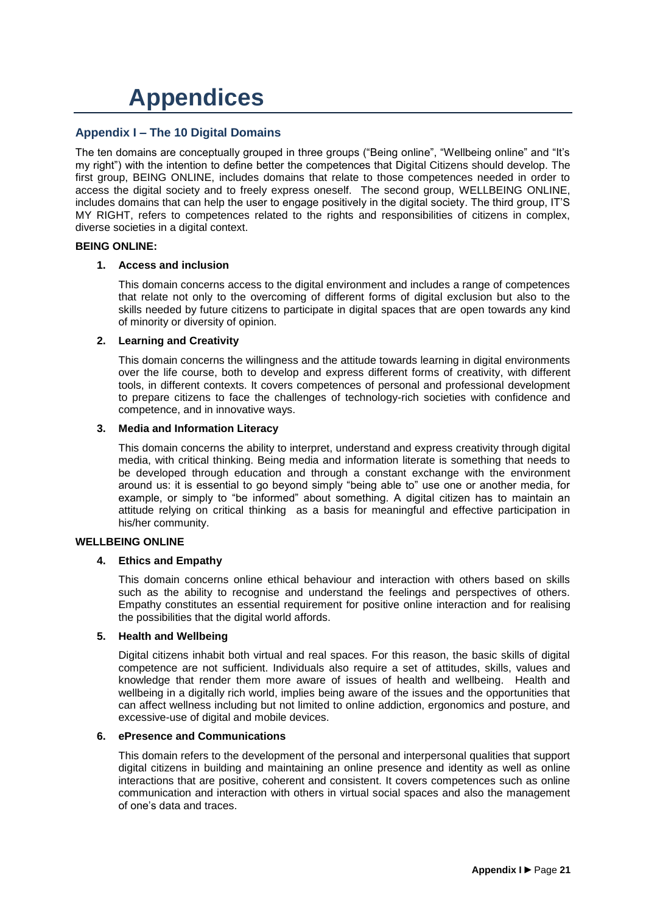# Appendices

## Appendix I – The 10 Digital Domains

The ten domains are conceptually grouped in three groups ("Being online", "Wellbeing online" and "It's my right") with the intention to define better the competences that Digital Citizens should develop. The first group, BEING ONLINE, includes domains that relate to those competences needed in order to access the digital society and to freely express oneself. The second group, WELLBEING ONLINE, includes domains that can help the user to engage positively in the digital society. The third group, IT'S MY RIGHT, refers to competences related to the rights and responsibilities of citizens in complex, diverse societies in a digital context.

**BEING ONLINE:**

1. **Access and inclusion**

   This domain concerns access to the digital environment and includes a range of competences that relate not only to the overcoming of different forms of digital exclusion but also to the skills needed by future citizens to participate in digital spaces that are open towards any kind of minority or diversity of opinion.

2. **Learning and Creativity**

   This domain concerns the willingness and the attitude towards learning in digital environments over the life course, both to develop and express different forms of creativity, with different tools, in different contexts. It covers competences of personal and professional development to prepare citizens to face the challenges of technology-rich societies with confidence and competence, and in innovative ways.

3. **Media and Information Literacy**

   This domain concerns the ability to interpret, understand and express creativity through digital media, with critical thinking. Being media and information literate is something that needs to be developed through education and through a constant exchange with the environment around us: it is essential to go beyond simply "being able to" use one or another media, for example, or simply to "be informed" about something. A digital citizen has to maintain an attitude relying on critical thinking as a basis for meaningful and effective participation in his/her community.

**WELLBEING ONLINE**

4. **Ethics and Empathy**

   This domain concerns online ethical behaviour and interaction with others based on skills such as the ability to recognise and understand the feelings and perspectives of others. Empathy constitutes an essential requirement for positive online interaction and for realising the possibilities that the digital world affords.

5. **Health and Wellbeing**

   Digital citizens inhabit both virtual and real spaces. For this reason, the basic skills of digital competence are not sufficient. Individuals also require a set of attitudes, skills, values and knowledge that render them more aware of issues of health and wellbeing. Health and wellbeing in a digitally rich world, implies being aware of the issues and the opportunities that can affect wellness including but not limited to online addiction, ergonomics and posture, and excessive-use of digital and mobile devices.

6. **ePresence and Communications**

   This domain refers to the development of the personal and interpersonal qualities that support digital citizens in building and maintaining an online presence and identity as well as online interactions that are positive, coherent and consistent. It covers competences such as online communication and interaction with others in virtual social spaces and also the management of one's data and traces.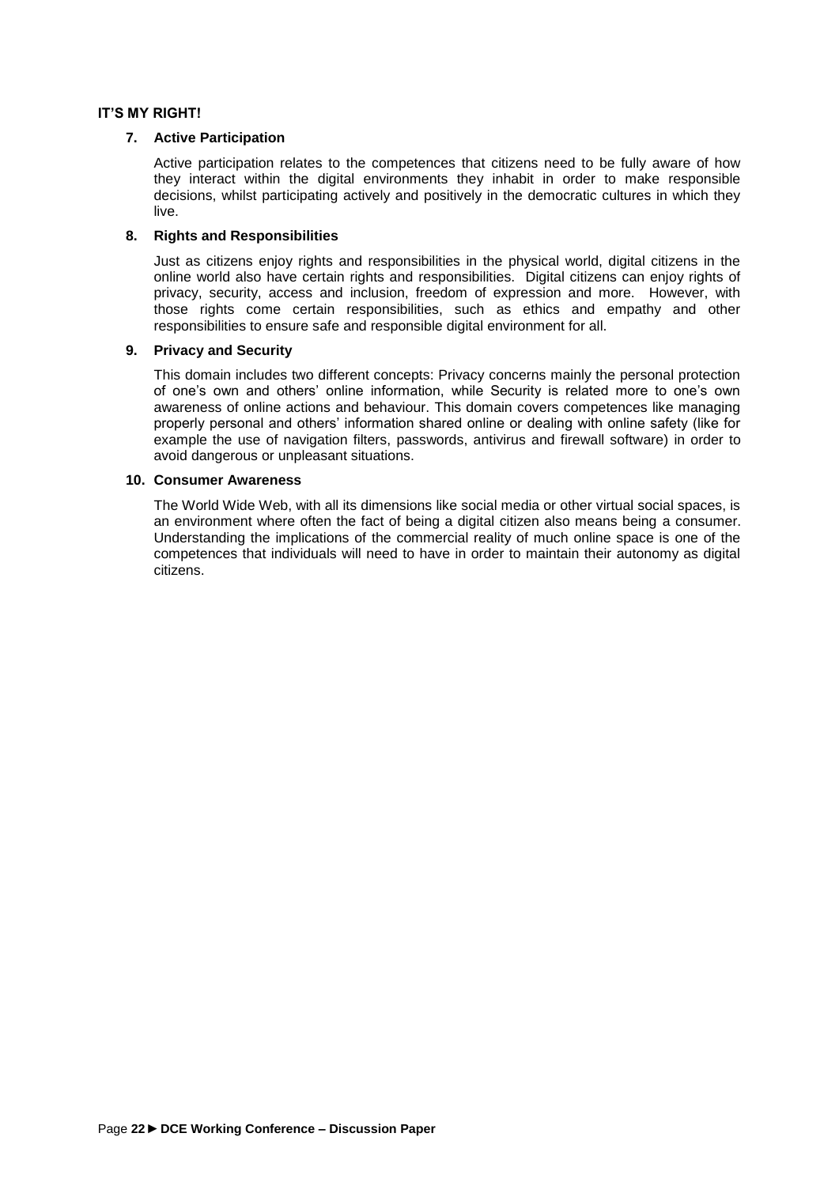**IT'S MY RIGHT!**

**7. Active Participation**

Active participation relates to the competences that citizens need to be fully aware of how they interact within the digital environments they inhabit in order to make responsible decisions, whilst participating actively and positively in the democratic cultures in which they live.

**8. Rights and Responsibilities**

Just as citizens enjoy rights and responsibilities in the physical world, digital citizens in the online world also have certain rights and responsibilities. Digital citizens can enjoy rights of privacy, security, access and inclusion, freedom of expression and more. However, with those rights come certain responsibilities, such as ethics and empathy and other responsibilities to ensure safe and responsible digital environment for all.

**9. Privacy and Security**

This domain includes two different concepts: Privacy concerns mainly the personal protection of one's own and others' online information, while Security is related more to one's own awareness of online actions and behaviour. This domain covers competences like managing properly personal and others' information shared online or dealing with online safety (like for example the use of navigation filters, passwords, antivirus and firewall software) in order to avoid dangerous or unpleasant situations.

**10. Consumer Awareness**

The World Wide Web, with all its dimensions like social media or other virtual social spaces, is an environment where often the fact of being a digital citizen also means being a consumer. Understanding the implications of the commercial reality of much online space is one of the competences that individuals will need to have in order to maintain their autonomy as digital citizens.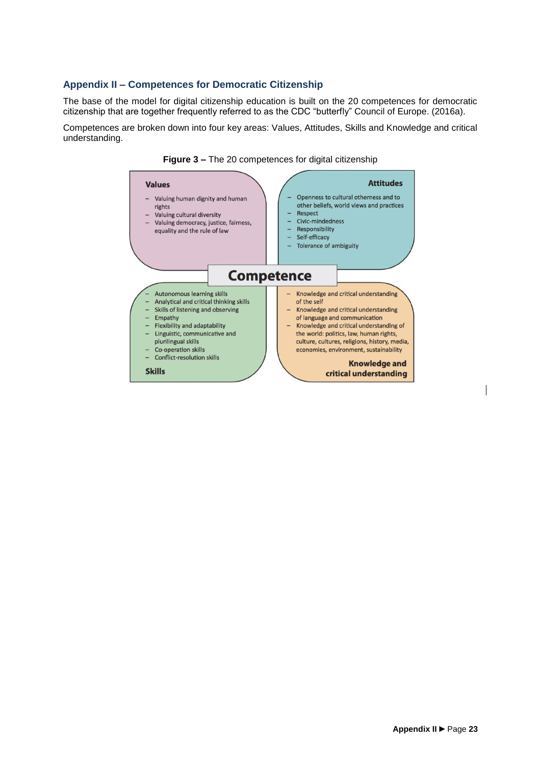## Appendix II – Competences for Democratic Citizenship

The base of the model for digital citizenship education is built on the 20 competences for democratic citizenship that are together frequently referred to as the CDC "butterfly" Council of Europe. (2016a).

Competences are broken down into four key areas: Values, Attitudes, Skills and Knowledge and critical understanding.

**Figure 3 –** The 20 competences for digital citizenship

**Competence**

**Values**

- Valuing human dignity and human rights
- Valuing cultural diversity
- Valuing democracy, justice, fairness, equality and the rule of law

**Attitudes**

- Openness to cultural otherness and to other beliefs, world views and practices
- Respect
- Civic-mindedness
- Responsibility
- Self-efficacy
- Tolerance of ambiguity

**Skills**

- Autonomous learning skills
- Analytical and critical thinking skills
- Skills of listening and observing
- Empathy
- Flexibility and adaptability
- Linguistic, communicative and plurilingual skills
- Co-operation skills
- Conflict-resolution skills

**Knowledge and critical understanding**

- Knowledge and critical understanding of the self
- Knowledge and critical understanding of language and communication
- Knowledge and critical understanding of the world: politics, law, human rights, culture, cultures, religions, history, media, economies, environment, sustainability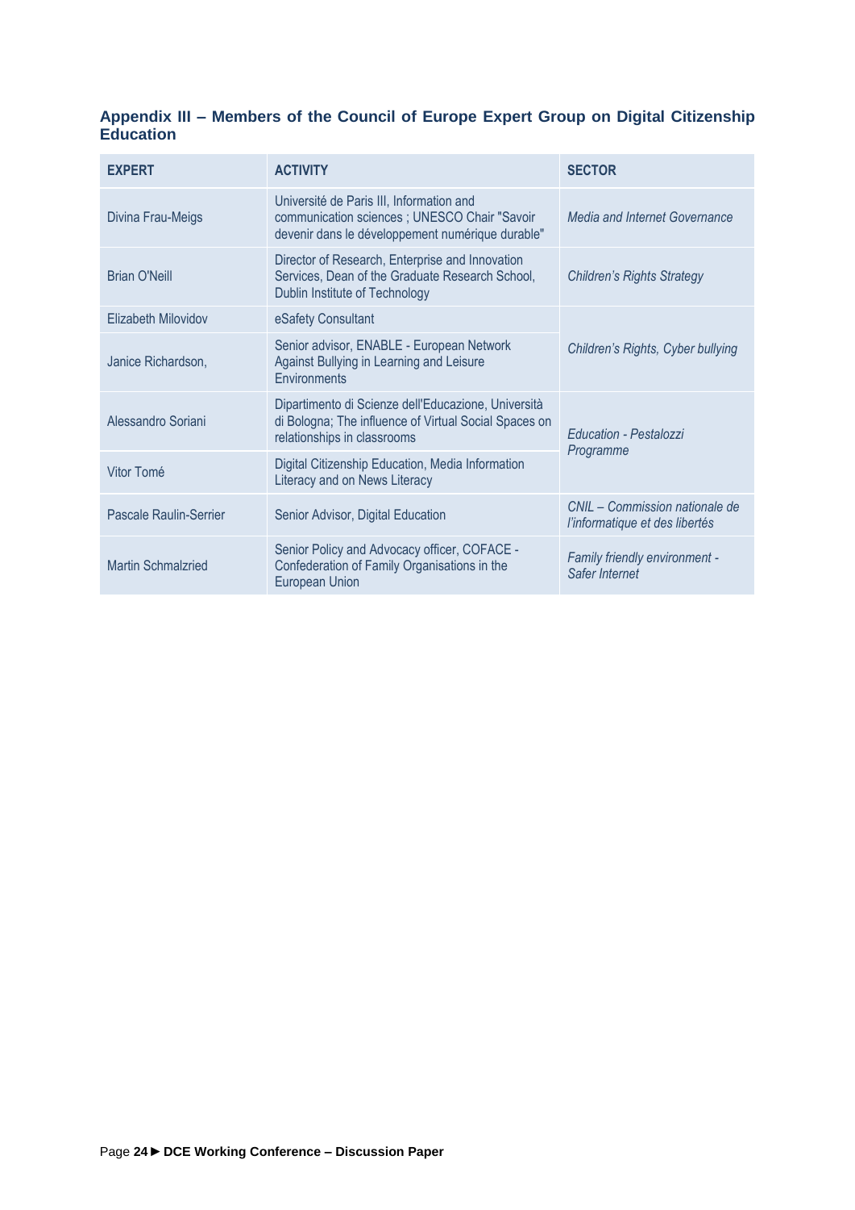## Appendix III – Members of the Council of Europe Expert Group on Digital Citizenship Education

| EXPERT | ACTIVITY | SECTOR |
|---|---|---|
| Divina Frau-Meigs | Université de Paris III, Information and communication sciences ; UNESCO Chair "Savoir devenir dans le développement numérique durable" | *Media and Internet Governance* |
| Brian O'Neill | Director of Research, Enterprise and Innovation Services, Dean of the Graduate Research School, Dublin Institute of Technology | *Children's Rights Strategy* |
| Elizabeth Milovidov | eSafety Consultant | *Children's Rights, Cyber bullying* |
| Janice Richardson, | Senior advisor, ENABLE - European Network Against Bullying in Learning and Leisure Environments | |
| Alessandro Soriani | Dipartimento di Scienze dell'Educazione, Università di Bologna; The influence of Virtual Social Spaces on relationships in classrooms | *Education - Pestalozzi Programme* |
| Vitor Tomé | Digital Citizenship Education, Media Information Literacy and on News Literacy | |
| Pascale Raulin-Serrier | Senior Advisor, Digital Education | *CNIL – Commission nationale de l'informatique et des libertés* |
| Martin Schmalzried | Senior Policy and Advocacy officer, COFACE - Confederation of Family Organisations in the European Union | *Family friendly environment - Safer Internet* |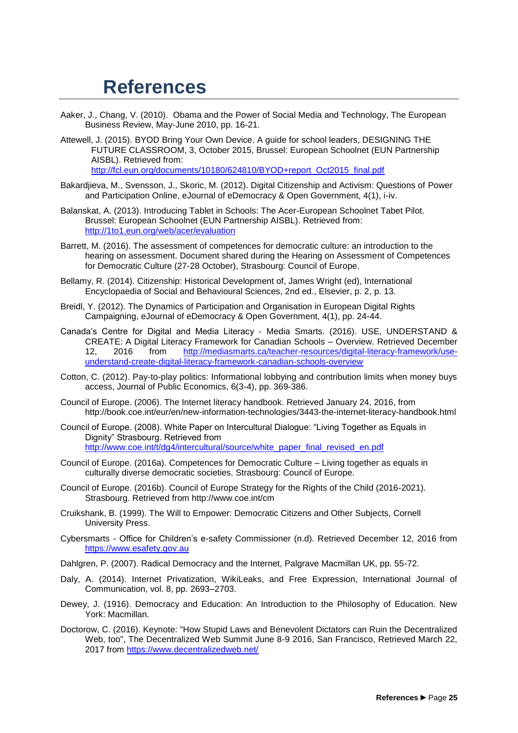# References

Aaker, J., Chang, V. (2010). Obama and the Power of Social Media and Technology, The European Business Review, May-June 2010, pp. 16-21.

Attewell, J. (2015). BYOD Bring Your Own Device. A guide for school leaders, DESIGNING THE FUTURE CLASSROOM, 3, October 2015, Brussel: European Schoolnet (EUN Partnership AISBL). Retrieved from: http://fcl.eun.org/documents/10180/624810/BYOD+report_Oct2015_final.pdf

Bakardjieva, M., Svensson, J., Skoric, M. (2012). Digital Citizenship and Activism: Questions of Power and Participation Online, eJournal of eDemocracy & Open Government, 4(1), i-iv.

Balanskat, A. (2013). Introducing Tablet in Schools: The Acer-European Schoolnet Tabet Pilot. Brussel: European Schoolnet (EUN Partnership AISBL). Retrieved from: http://1to1.eun.org/web/acer/evaluation

Barrett, M. (2016). The assessment of competences for democratic culture: an introduction to the hearing on assessment. Document shared during the Hearing on Assessment of Competences for Democratic Culture (27-28 October), Strasbourg: Council of Europe.

Bellamy, R. (2014). Citizenship: Historical Development of, James Wright (ed), International Encyclopaedia of Social and Behavioural Sciences, 2nd ed., Elsevier, p. 2, p. 13.

Breidl, Y. (2012). The Dynamics of Participation and Organisation in European Digital Rights Campaigning, eJournal of eDemocracy & Open Government, 4(1), pp. 24-44.

Canada's Centre for Digital and Media Literacy - Media Smarts. (2016). USE, UNDERSTAND & CREATE: A Digital Literacy Framework for Canadian Schools – Overview. Retrieved December 12, 2016 from http://mediasmarts.ca/teacher-resources/digital-literacy-framework/use-understand-create-digital-literacy-framework-canadian-schools-overview

Cotton, C. (2012). Pay-to-play politics: Informational lobbying and contribution limits when money buys access, Journal of Public Economics, 6(3-4), pp. 369-386.

Council of Europe. (2006). The Internet literacy handbook. Retrieved January 24, 2016, from http://book.coe.int/eur/en/new-information-technologies/3443-the-internet-literacy-handbook.html

Council of Europe. (2008). White Paper on Intercultural Dialogue: "Living Together as Equals in Dignity" Strasbourg. Retrieved from http://www.coe.int/t/dg4/intercultural/source/white_paper_final_revised_en.pdf

Council of Europe. (2016a). Competences for Democratic Culture – Living together as equals in culturally diverse democratic societies. Strasbourg: Council of Europe.

Council of Europe. (2016b). Council of Europe Strategy for the Rights of the Child (2016-2021). Strasbourg. Retrieved from http://www.coe.int/cm

Cruikshank, B. (1999). The Will to Empower: Democratic Citizens and Other Subjects, Cornell University Press.

Cybersmarts - Office for Children's e-safety Commissioner (n.d). Retrieved December 12, 2016 from https://www.esafety.gov.au

Dahlgren, P. (2007). Radical Democracy and the Internet, Palgrave Macmillan UK, pp. 55-72.

Daly, A. (2014). Internet Privatization, WikiLeaks, and Free Expression, International Journal of Communication, vol. 8, pp. 2693–2703.

Dewey, J. (1916). Democracy and Education: An Introduction to the Philosophy of Education. New York: Macmillan.

Doctorow, C. (2016). Keynote: "How Stupid Laws and Benevolent Dictators can Ruin the Decentralized Web, too", The Decentralized Web Summit June 8-9 2016, San Francisco, Retrieved March 22, 2017 from https://www.decentralizedweb.net/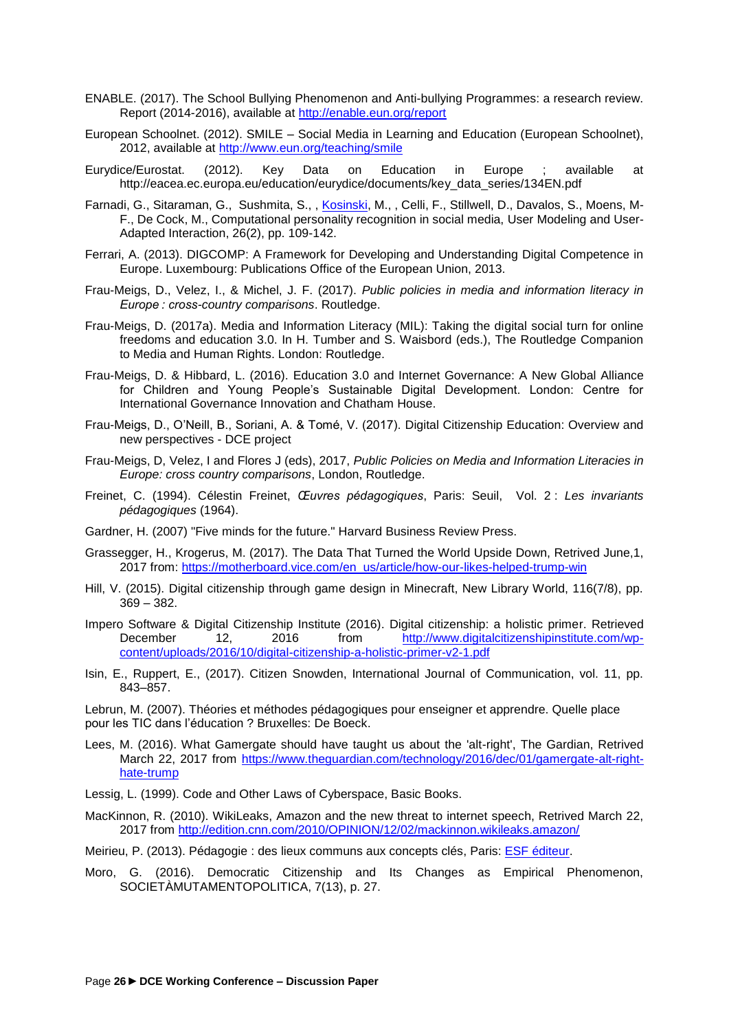ENABLE. (2017). The School Bullying Phenomenon and Anti-bullying Programmes: a research review. Report (2014-2016), available at http://enable.eun.org/report

European Schoolnet. (2012). SMILE – Social Media in Learning and Education (European Schoolnet), 2012, available at http://www.eun.org/teaching/smile

Eurydice/Eurostat. (2012). Key Data on Education in Europe ; available at http://eacea.ec.europa.eu/education/eurydice/documents/key_data_series/134EN.pdf

Farnadi, G., Sitaraman, G., Sushmita, S., , Kosinski, M., , Celli, F., Stillwell, D., Davalos, S., Moens, M-F., De Cock, M., Computational personality recognition in social media, User Modeling and User-Adapted Interaction, 26(2), pp. 109-142.

Ferrari, A. (2013). DIGCOMP: A Framework for Developing and Understanding Digital Competence in Europe. Luxembourg: Publications Office of the European Union, 2013.

Frau-Meigs, D., Velez, I., & Michel, J. F. (2017). *Public policies in media and information literacy in Europe : cross-country comparisons*. Routledge.

Frau-Meigs, D. (2017a). Media and Information Literacy (MIL): Taking the digital social turn for online freedoms and education 3.0. In H. Tumber and S. Waisbord (eds.), The Routledge Companion to Media and Human Rights. London: Routledge.

Frau-Meigs, D. & Hibbard, L. (2016). Education 3.0 and Internet Governance: A New Global Alliance for Children and Young People's Sustainable Digital Development. London: Centre for International Governance Innovation and Chatham House.

Frau-Meigs, D., O'Neill, B., Soriani, A. & Tomé, V. (2017). Digital Citizenship Education: Overview and new perspectives - DCE project

Frau-Meigs, D, Velez, I and Flores J (eds), 2017, *Public Policies on Media and Information Literacies in Europe: cross country comparisons*, London, Routledge.

Freinet, C. (1994). Célestin Freinet, *Œuvres pédagogiques*, Paris: Seuil, Vol. 2 : *Les invariants pédagogiques* (1964).

Gardner, H. (2007) "Five minds for the future." Harvard Business Review Press.

Grassegger, H., Krogerus, M. (2017). The Data That Turned the World Upside Down, Retrived June,1, 2017 from: https://motherboard.vice.com/en_us/article/how-our-likes-helped-trump-win

Hill, V. (2015). Digital citizenship through game design in Minecraft, New Library World, 116(7/8), pp. 369 – 382.

Impero Software & Digital Citizenship Institute (2016). Digital citizenship: a holistic primer. Retrieved December 12, 2016 from http://www.digitalcitizenshipinstitute.com/wp-content/uploads/2016/10/digital-citizenship-a-holistic-primer-v2-1.pdf

Isin, E., Ruppert, E., (2017). Citizen Snowden, International Journal of Communication, vol. 11, pp. 843–857.

Lebrun, M. (2007). Théories et méthodes pédagogiques pour enseigner et apprendre. Quelle place pour les TIC dans l'éducation ? Bruxelles: De Boeck.

Lees, M. (2016). What Gamergate should have taught us about the 'alt-right', The Gardian, Retrived March 22, 2017 from https://www.theguardian.com/technology/2016/dec/01/gamergate-alt-right-hate-trump

Lessig, L. (1999). Code and Other Laws of Cyberspace, Basic Books.

MacKinnon, R. (2010). WikiLeaks, Amazon and the new threat to internet speech, Retrived March 22, 2017 from http://edition.cnn.com/2010/OPINION/12/02/mackinnon.wikileaks.amazon/

Meirieu, P. (2013). Pédagogie : des lieux communs aux concepts clés, Paris: ESF éditeur.

Moro, G. (2016). Democratic Citizenship and Its Changes as Empirical Phenomenon, SOCIETÀMUTAMENTOPOLITICA, 7(13), p. 27.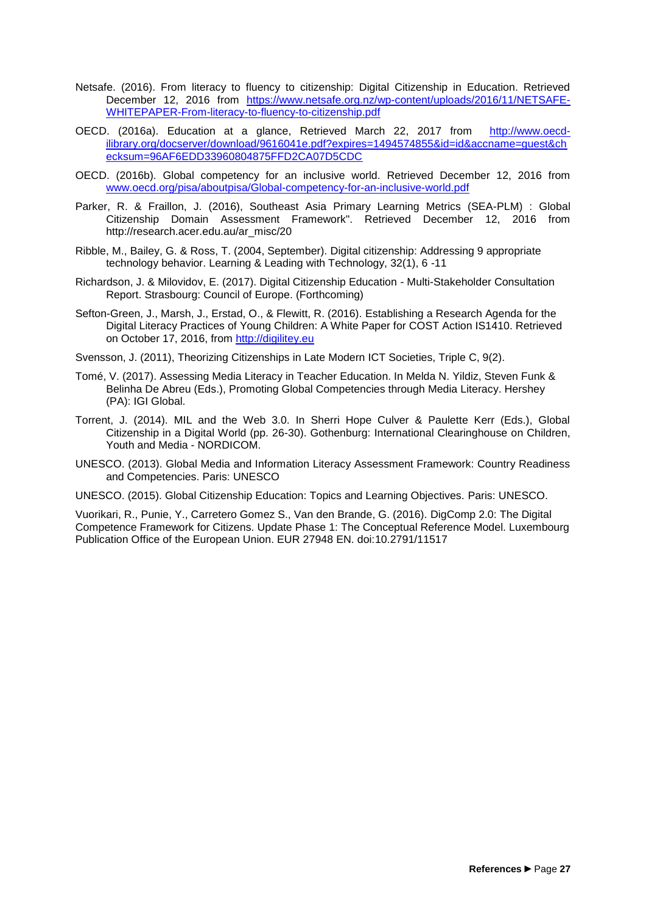Netsafe. (2016). From literacy to fluency to citizenship: Digital Citizenship in Education. Retrieved December 12, 2016 from https://www.netsafe.org.nz/wp-content/uploads/2016/11/NETSAFE-WHITEPAPER-From-literacy-to-fluency-to-citizenship.pdf

OECD. (2016a). Education at a glance, Retrieved March 22, 2017 from http://www.oecd-ilibrary.org/docserver/download/9616041e.pdf?expires=1494574855&id=id&accname=guest&checksum=96AF6EDD33960804875FFD2CA07D5CDC

OECD. (2016b). Global competency for an inclusive world. Retrieved December 12, 2016 from www.oecd.org/pisa/aboutpisa/Global-competency-for-an-inclusive-world.pdf

Parker, R. & Fraillon, J. (2016), Southeast Asia Primary Learning Metrics (SEA-PLM) : Global Citizenship Domain Assessment Framework". Retrieved December 12, 2016 from http://research.acer.edu.au/ar_misc/20

Ribble, M., Bailey, G. & Ross, T. (2004, September). Digital citizenship: Addressing 9 appropriate technology behavior. Learning & Leading with Technology, 32(1), 6 -11

Richardson, J. & Milovidov, E. (2017). Digital Citizenship Education - Multi-Stakeholder Consultation Report. Strasbourg: Council of Europe. (Forthcoming)

Sefton-Green, J., Marsh, J., Erstad, O., & Flewitt, R. (2016). Establishing a Research Agenda for the Digital Literacy Practices of Young Children: A White Paper for COST Action IS1410. Retrieved on October 17, 2016, from http://digilitey.eu

Svensson, J. (2011), Theorizing Citizenships in Late Modern ICT Societies, Triple C, 9(2).

Tomé, V. (2017). Assessing Media Literacy in Teacher Education. In Melda N. Yildiz, Steven Funk & Belinha De Abreu (Eds.), Promoting Global Competencies through Media Literacy. Hershey (PA): IGI Global.

Torrent, J. (2014). MIL and the Web 3.0. In Sherri Hope Culver & Paulette Kerr (Eds.), Global Citizenship in a Digital World (pp. 26-30). Gothenburg: International Clearinghouse on Children, Youth and Media - NORDICOM.

UNESCO. (2013). Global Media and Information Literacy Assessment Framework: Country Readiness and Competencies. Paris: UNESCO

UNESCO. (2015). Global Citizenship Education: Topics and Learning Objectives. Paris: UNESCO.

Vuorikari, R., Punie, Y., Carretero Gomez S., Van den Brande, G. (2016). DigComp 2.0: The Digital Competence Framework for Citizens. Update Phase 1: The Conceptual Reference Model. Luxembourg Publication Office of the European Union. EUR 27948 EN. doi:10.2791/11517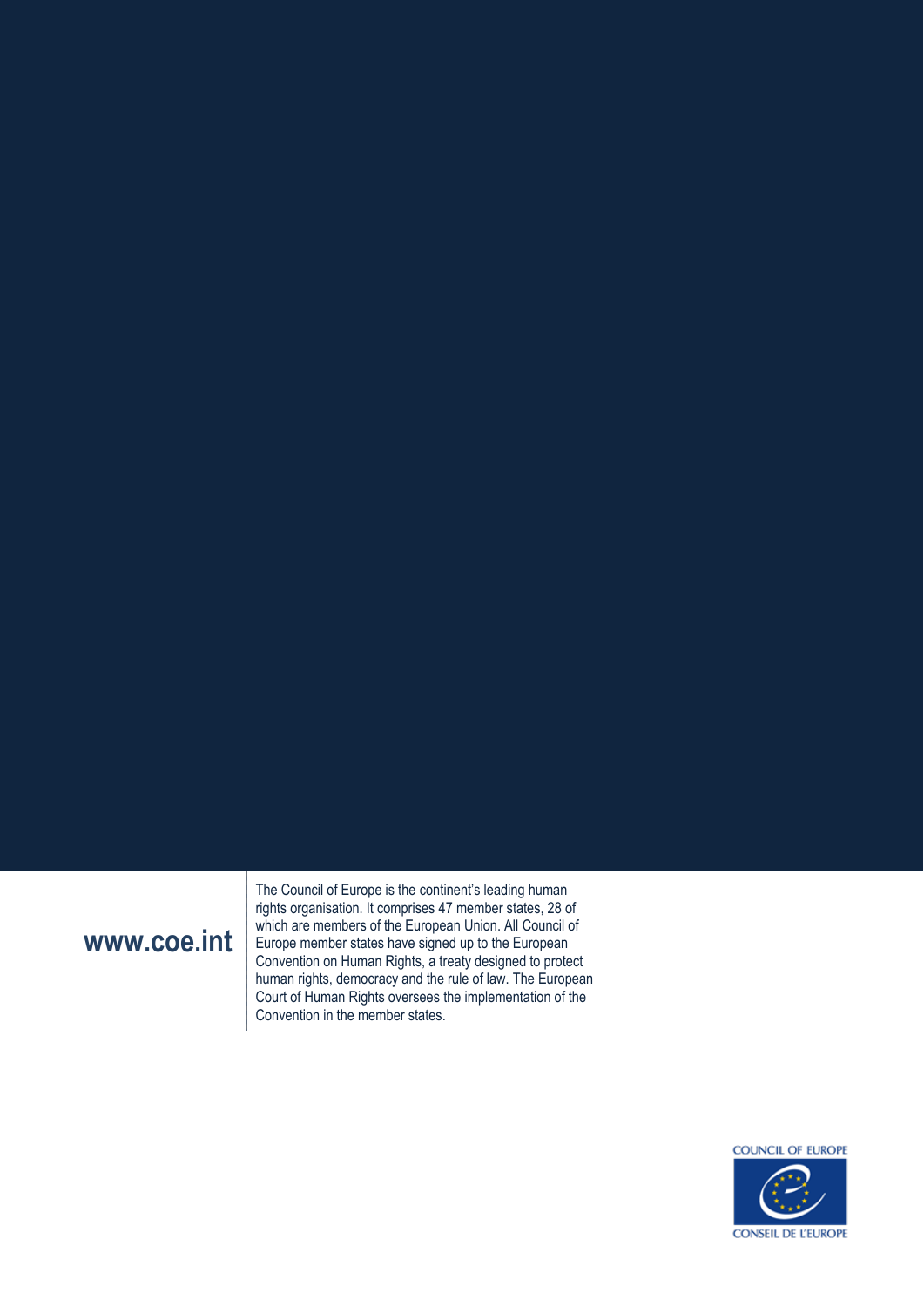**www.coe.int**

The Council of Europe is the continent's leading human rights organisation. It comprises 47 member states, 28 of which are members of the European Union. All Council of Europe member states have signed up to the European Convention on Human Rights, a treaty designed to protect human rights, democracy and the rule of law. The European Court of Human Rights oversees the implementation of the Convention in the member states.

COUNCIL OF EUROPE

CONSEIL DE L'EUROPE